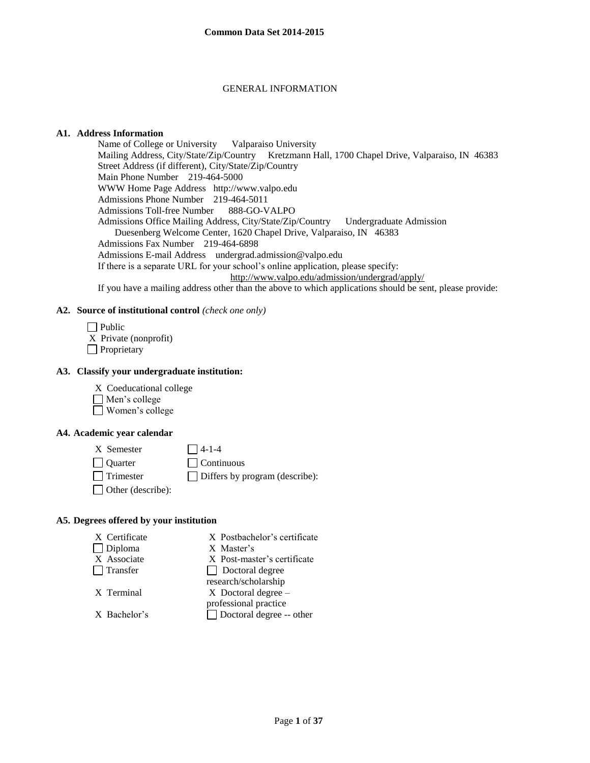**Common Data Set 2014-2015**

GENERAL INFORMATION

**A1. Address Information**

Name of College or University Valparaiso University
Mailing Address, City/State/Zip/Country Kretzmann Hall, 1700 Chapel Drive, Valparaiso, IN 46383
Street Address (if different), City/State/Zip/Country
Main Phone Number 219-464-5000
WWW Home Page Address http://www.valpo.edu
Admissions Phone Number 219-464-5011
Admissions Toll-free Number 888-GO-VALPO
Admissions Office Mailing Address, City/State/Zip/Country Undergraduate Admission Duesenberg Welcome Center, 1620 Chapel Drive, Valparaiso, IN 46383
Admissions Fax Number 219-464-6898
Admissions E-mail Address undergrad.admission@valpo.edu
If there is a separate URL for your school's online application, please specify: http://www.valpo.edu/admission/undergrad/apply/
If you have a mailing address other than the above to which applications should be sent, please provide:

**A2. Source of institutional control** *(check one only)*

- [ ] Public
- [X] Private (nonprofit)
- [ ] Proprietary

**A3. Classify your undergraduate institution:**

- [X] Coeducational college
- [ ] Men's college
- [ ] Women's college

**A4. Academic year calendar**

- [X] Semester
- [ ] 4-1-4
- [ ] Quarter
- [ ] Continuous
- [ ] Trimester
- [ ] Differs by program (describe):
- [ ] Other (describe):

**A5. Degrees offered by your institution**

- [X] Certificate
- [ ] Diploma
- [X] Associate
- [ ] Transfer
- [X] Terminal
- [X] Bachelor's
- [X] Postbachelor's certificate
- [X] Master's
- [X] Post-master's certificate
- [ ] Doctoral degree research/scholarship
- [X] Doctoral degree – professional practice
- [ ] Doctoral degree -- other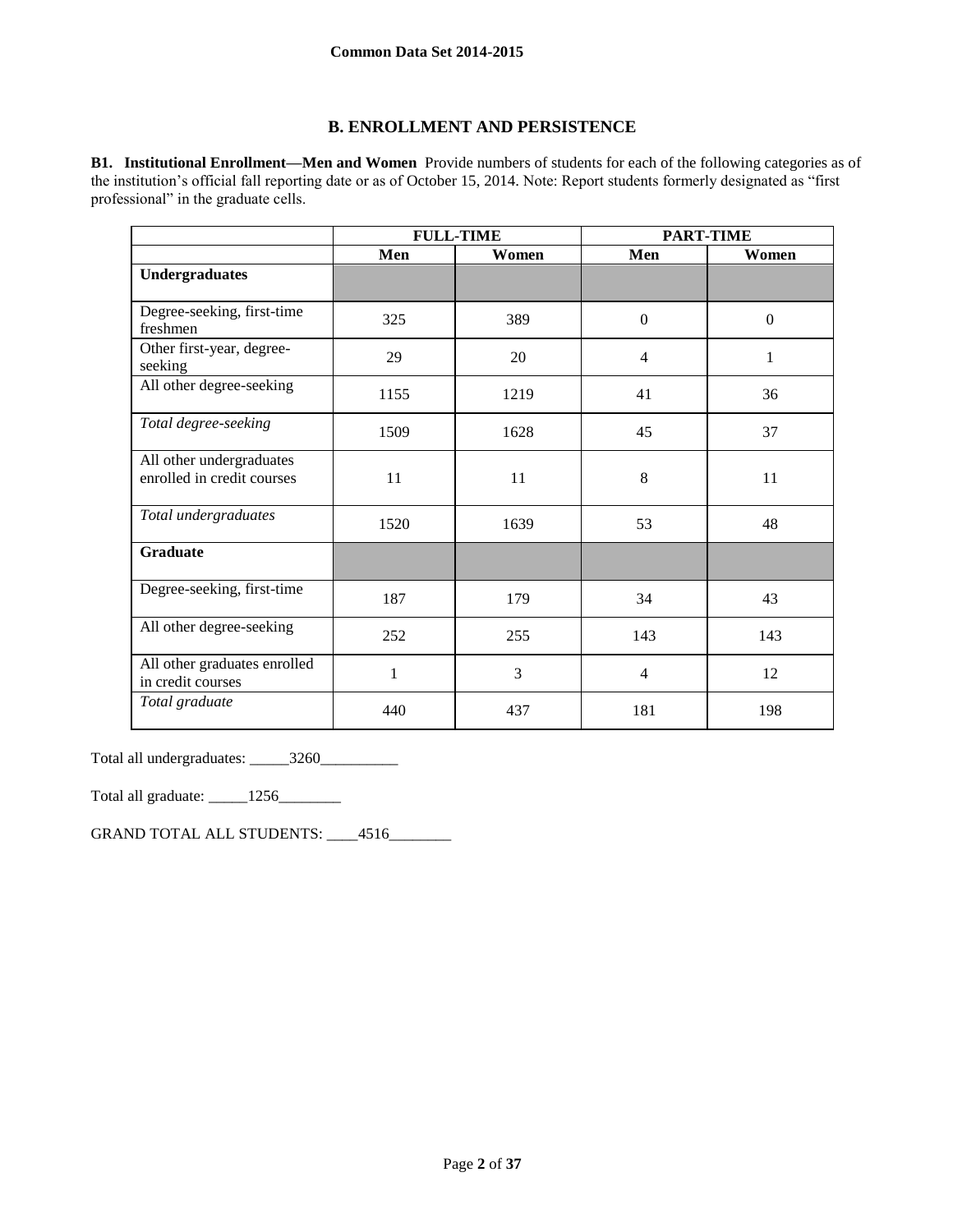## B. ENROLLMENT AND PERSISTENCE

**B1. Institutional Enrollment—Men and Women** Provide numbers of students for each of the following categories as of the institution's official fall reporting date or as of October 15, 2014. Note: Report students formerly designated as "first professional" in the graduate cells.

| | FULL-TIME | | PART-TIME | |
|---|---|---|---|---|
| | **Men** | **Women** | **Men** | **Women** |
| **Undergraduates** | | | | |
| Degree-seeking, first-time freshmen | 325 | 389 | 0 | 0 |
| Other first-year, degree-seeking | 29 | 20 | 4 | 1 |
| All other degree-seeking | 1155 | 1219 | 41 | 36 |
| *Total degree-seeking* | 1509 | 1628 | 45 | 37 |
| All other undergraduates enrolled in credit courses | 11 | 11 | 8 | 11 |
| *Total undergraduates* | 1520 | 1639 | 53 | 48 |
| **Graduate** | | | | |
| Degree-seeking, first-time | 187 | 179 | 34 | 43 |
| All other degree-seeking | 252 | 255 | 143 | 143 |
| All other graduates enrolled in credit courses | 1 | 3 | 4 | 12 |
| *Total graduate* | 440 | 437 | 181 | 198 |

Total all undergraduates: _____3260__________

Total all graduate: _____1256________

GRAND TOTAL ALL STUDENTS: ____4516________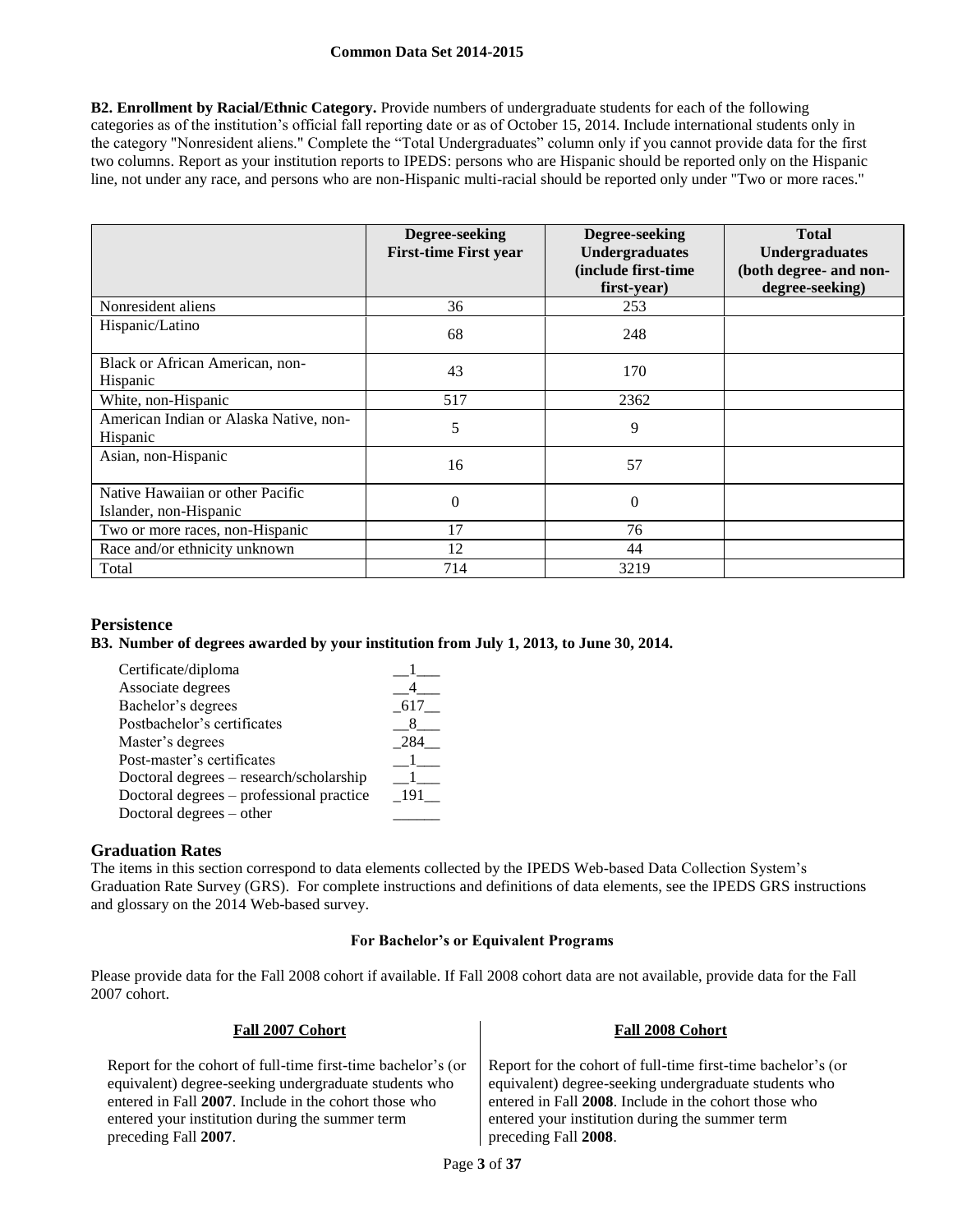**B2. Enrollment by Racial/Ethnic Category.** Provide numbers of undergraduate students for each of the following categories as of the institution's official fall reporting date or as of October 15, 2014. Include international students only in the category "Nonresident aliens." Complete the "Total Undergraduates" column only if you cannot provide data for the first two columns. Report as your institution reports to IPEDS: persons who are Hispanic should be reported only on the Hispanic line, not under any race, and persons who are non-Hispanic multi-racial should be reported only under "Two or more races."

| | Degree-seeking First-time First year | Degree-seeking Undergraduates (include first-time first-year) | Total Undergraduates (both degree- and non-degree-seeking) |
|---|---|---|---|
| Nonresident aliens | 36 | 253 | |
| Hispanic/Latino | 68 | 248 | |
| Black or African American, non-Hispanic | 43 | 170 | |
| White, non-Hispanic | 517 | 2362 | |
| American Indian or Alaska Native, non-Hispanic | 5 | 9 | |
| Asian, non-Hispanic | 16 | 57 | |
| Native Hawaiian or other Pacific Islander, non-Hispanic | 0 | 0 | |
| Two or more races, non-Hispanic | 17 | 76 | |
| Race and/or ethnicity unknown | 12 | 44 | |
| Total | 714 | 3219 | |

## Persistence

**B3. Number of degrees awarded by your institution from July 1, 2013, to June 30, 2014.**

| | |
|---|---|
| Certificate/diploma | 1 |
| Associate degrees | 4 |
| Bachelor's degrees | 617 |
| Postbachelor's certificates | 8 |
| Master's degrees | 284 |
| Post-master's certificates | 1 |
| Doctoral degrees – research/scholarship | 1 |
| Doctoral degrees – professional practice | 191 |
| Doctoral degrees – other | |

## Graduation Rates

The items in this section correspond to data elements collected by the IPEDS Web-based Data Collection System's Graduation Rate Survey (GRS). For complete instructions and definitions of data elements, see the IPEDS GRS instructions and glossary on the 2014 Web-based survey.

### For Bachelor's or Equivalent Programs

Please provide data for the Fall 2008 cohort if available. If Fall 2008 cohort data are not available, provide data for the Fall 2007 cohort.

**Fall 2007 Cohort**

Report for the cohort of full-time first-time bachelor's (or equivalent) degree-seeking undergraduate students who entered in Fall **2007**. Include in the cohort those who entered your institution during the summer term preceding Fall **2007**.

**Fall 2008 Cohort**

Report for the cohort of full-time first-time bachelor's (or equivalent) degree-seeking undergraduate students who entered in Fall **2008**. Include in the cohort those who entered your institution during the summer term preceding Fall **2008**.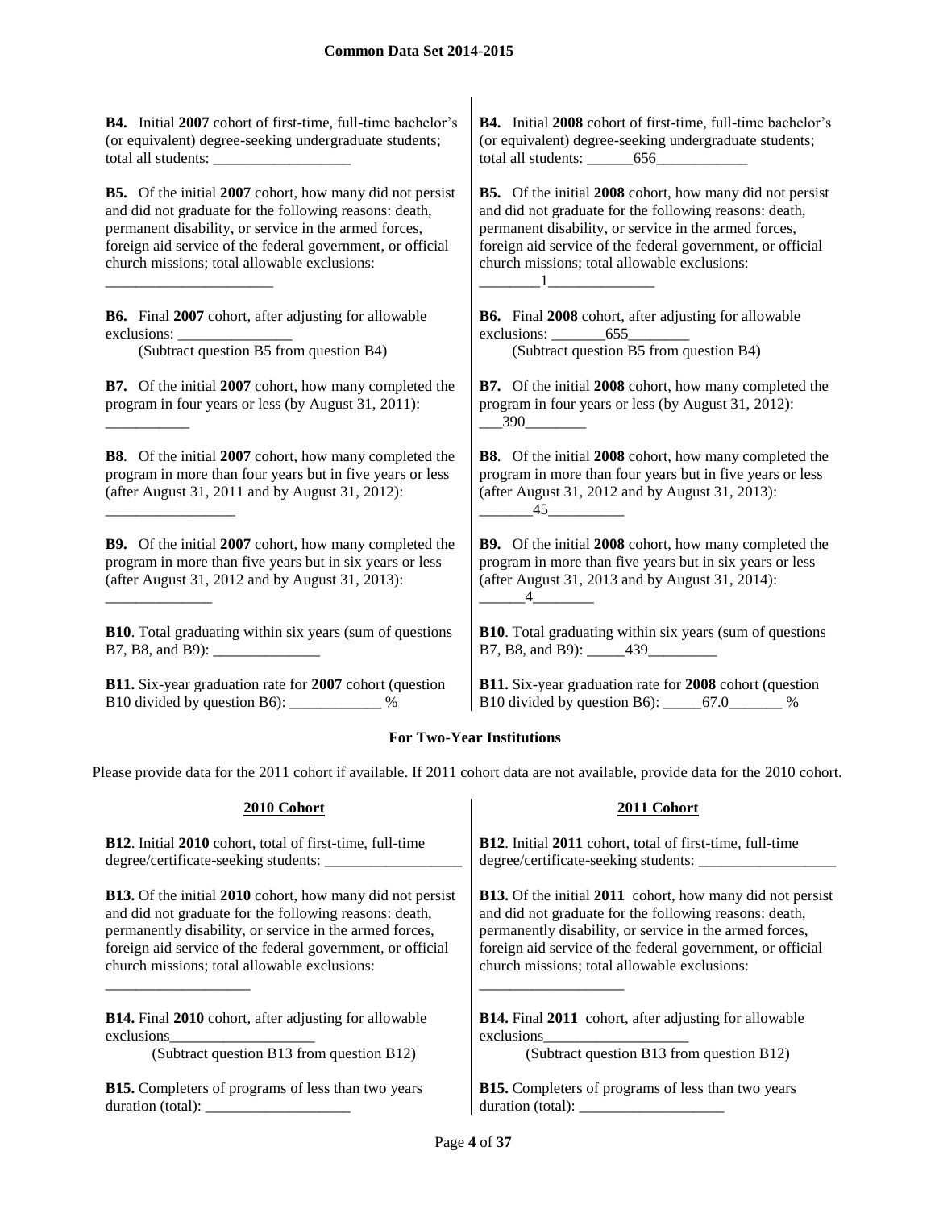**B4.** Initial **2007** cohort of first-time, full-time bachelor's (or equivalent) degree-seeking undergraduate students; total all students: __________________

**B5.** Of the initial **2007** cohort, how many did not persist and did not graduate for the following reasons: death, permanent disability, or service in the armed forces, foreign aid service of the federal government, or official church missions; total allowable exclusions: ______________________

**B6.** Final **2007** cohort, after adjusting for allowable exclusions: _______________
(Subtract question B5 from question B4)

**B7.** Of the initial **2007** cohort, how many completed the program in four years or less (by August 31, 2011): ___________

**B8**. Of the initial **2007** cohort, how many completed the program in more than four years but in five years or less (after August 31, 2011 and by August 31, 2012): _________________

**B9.** Of the initial **2007** cohort, how many completed the program in more than five years but in six years or less (after August 31, 2012 and by August 31, 2013): ______________

**B10**. Total graduating within six years (sum of questions B7, B8, and B9): ______________

**B11.** Six-year graduation rate for **2007** cohort (question B10 divided by question B6): ____________ %

**B4.** Initial **2008** cohort of first-time, full-time bachelor's (or equivalent) degree-seeking undergraduate students; total all students: ______656____________

**B5.** Of the initial **2008** cohort, how many did not persist and did not graduate for the following reasons: death, permanent disability, or service in the armed forces, foreign aid service of the federal government, or official church missions; total allowable exclusions: ________1______________

**B6.** Final **2008** cohort, after adjusting for allowable exclusions: _______655________
(Subtract question B5 from question B4)

**B7.** Of the initial **2008** cohort, how many completed the program in four years or less (by August 31, 2012): ___390________

**B8**. Of the initial **2008** cohort, how many completed the program in more than four years but in five years or less (after August 31, 2012 and by August 31, 2013): _______45__________

**B9.** Of the initial **2008** cohort, how many completed the program in more than five years but in six years or less (after August 31, 2013 and by August 31, 2014): ______4________

**B10**. Total graduating within six years (sum of questions B7, B8, and B9): _____439_________

**B11.** Six-year graduation rate for **2008** cohort (question B10 divided by question B6): _____67.0_______ %

## For Two-Year Institutions

Please provide data for the 2011 cohort if available. If 2011 cohort data are not available, provide data for the 2010 cohort.

### 2010 Cohort

**B12**. Initial **2010** cohort, total of first-time, full-time degree/certificate-seeking students: __________________

**B13.** Of the initial **2010** cohort, how many did not persist and did not graduate for the following reasons: death, permanently disability, or service in the armed forces, foreign aid service of the federal government, or official church missions; total allowable exclusions: ___________________

**B14.** Final **2010** cohort, after adjusting for allowable exclusions___________________
(Subtract question B13 from question B12)

**B15.** Completers of programs of less than two years duration (total): ___________________

### 2011 Cohort

**B12**. Initial **2011** cohort, total of first-time, full-time degree/certificate-seeking students: __________________

**B13.** Of the initial **2011** cohort, how many did not persist and did not graduate for the following reasons: death, permanently disability, or service in the armed forces, foreign aid service of the federal government, or official church missions; total allowable exclusions: ___________________

**B14.** Final **2011** cohort, after adjusting for allowable exclusions___________________
(Subtract question B13 from question B12)

**B15.** Completers of programs of less than two years duration (total): ___________________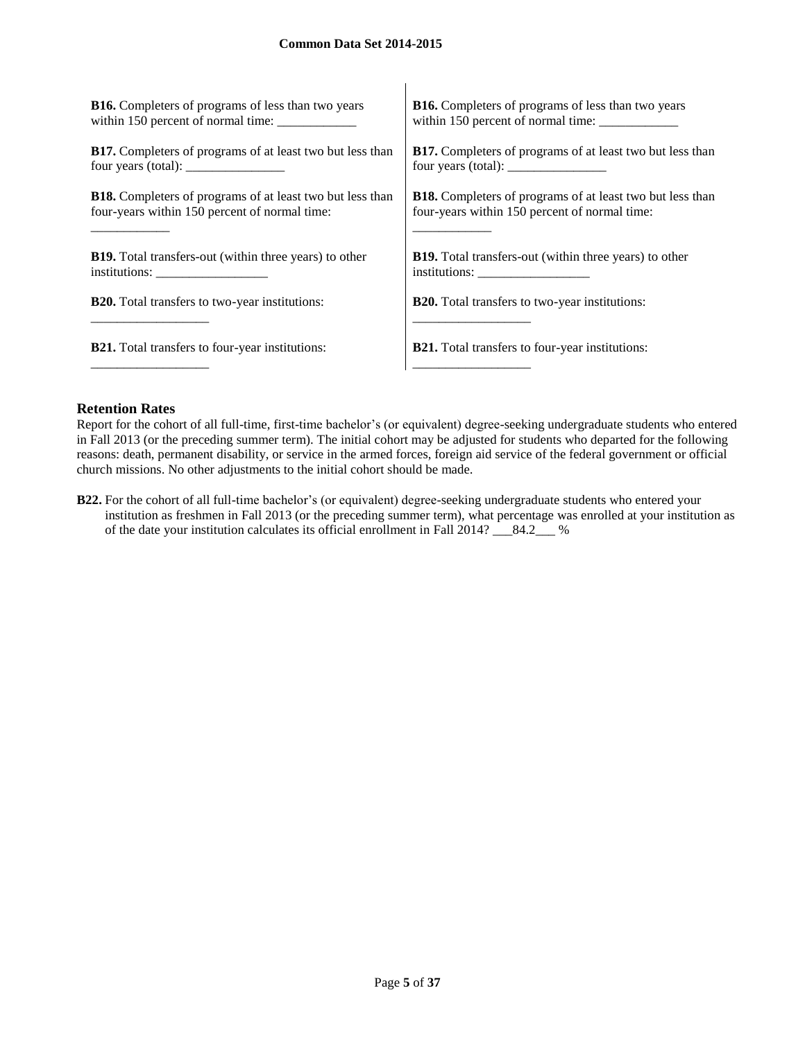**B16.** Completers of programs of less than two years within 150 percent of normal time: ____________

**B17.** Completers of programs of at least two but less than four years (total): _______________

**B18.** Completers of programs of at least two but less than four-years within 150 percent of normal time: ____________

**B19.** Total transfers-out (within three years) to other institutions: _________________

**B20.** Total transfers to two-year institutions: __________________

**B21.** Total transfers to four-year institutions: __________________

**B16.** Completers of programs of less than two years within 150 percent of normal time: ____________

**B17.** Completers of programs of at least two but less than four years (total): _______________

**B18.** Completers of programs of at least two but less than four-years within 150 percent of normal time: ____________

**B19.** Total transfers-out (within three years) to other institutions: _________________

**B20.** Total transfers to two-year institutions: __________________

**B21.** Total transfers to four-year institutions: __________________

## Retention Rates

Report for the cohort of all full-time, first-time bachelor's (or equivalent) degree-seeking undergraduate students who entered in Fall 2013 (or the preceding summer term). The initial cohort may be adjusted for students who departed for the following reasons: death, permanent disability, or service in the armed forces, foreign aid service of the federal government or official church missions. No other adjustments to the initial cohort should be made.

**B22.** For the cohort of all full-time bachelor's (or equivalent) degree-seeking undergraduate students who entered your institution as freshmen in Fall 2013 (or the preceding summer term), what percentage was enrolled at your institution as of the date your institution calculates its official enrollment in Fall 2014? ___84.2___ %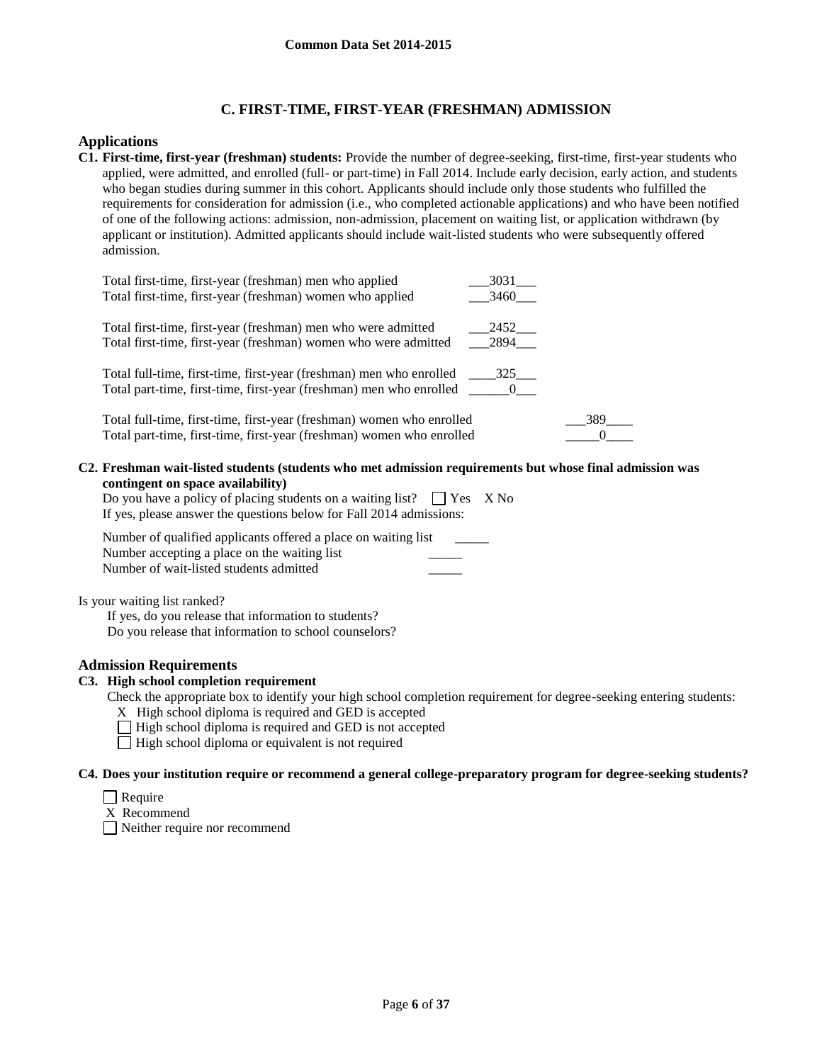## C. FIRST-TIME, FIRST-YEAR (FRESHMAN) ADMISSION

### Applications

**C1. First-time, first-year (freshman) students:** Provide the number of degree-seeking, first-time, first-year students who applied, were admitted, and enrolled (full- or part-time) in Fall 2014. Include early decision, early action, and students who began studies during summer in this cohort. Applicants should include only those students who fulfilled the requirements for consideration for admission (i.e., who completed actionable applications) and who have been notified of one of the following actions: admission, non-admission, placement on waiting list, or application withdrawn (by applicant or institution). Admitted applicants should include wait-listed students who were subsequently offered admission.

| | |
|---|---|
| Total first-time, first-year (freshman) men who applied | 3031 |
| Total first-time, first-year (freshman) women who applied | 3460 |
| Total first-time, first-year (freshman) men who were admitted | 2452 |
| Total first-time, first-year (freshman) women who were admitted | 2894 |
| Total full-time, first-time, first-year (freshman) men who enrolled | 325 |
| Total part-time, first-time, first-year (freshman) men who enrolled | 0 |
| Total full-time, first-time, first-year (freshman) women who enrolled | 389 |
| Total part-time, first-time, first-year (freshman) women who enrolled | 0 |

**C2. Freshman wait-listed students (students who met admission requirements but whose final admission was contingent on space availability)**

Do you have a policy of placing students on a waiting list? ☐ Yes X No

If yes, please answer the questions below for Fall 2014 admissions:

| | |
|---|---|
| Number of qualified applicants offered a place on waiting list | _____ |
| Number accepting a place on the waiting list | _____ |
| Number of wait-listed students admitted | _____ |

Is your waiting list ranked?

If yes, do you release that information to students?

Do you release that information to school counselors?

### Admission Requirements

**C3. High school completion requirement**

Check the appropriate box to identify your high school completion requirement for degree-seeking entering students:

- X High school diploma is required and GED is accepted
- ☐ High school diploma is required and GED is not accepted
- ☐ High school diploma or equivalent is not required

**C4. Does your institution require or recommend a general college-preparatory program for degree-seeking students?**

- ☐ Require
- X Recommend
- ☐ Neither require nor recommend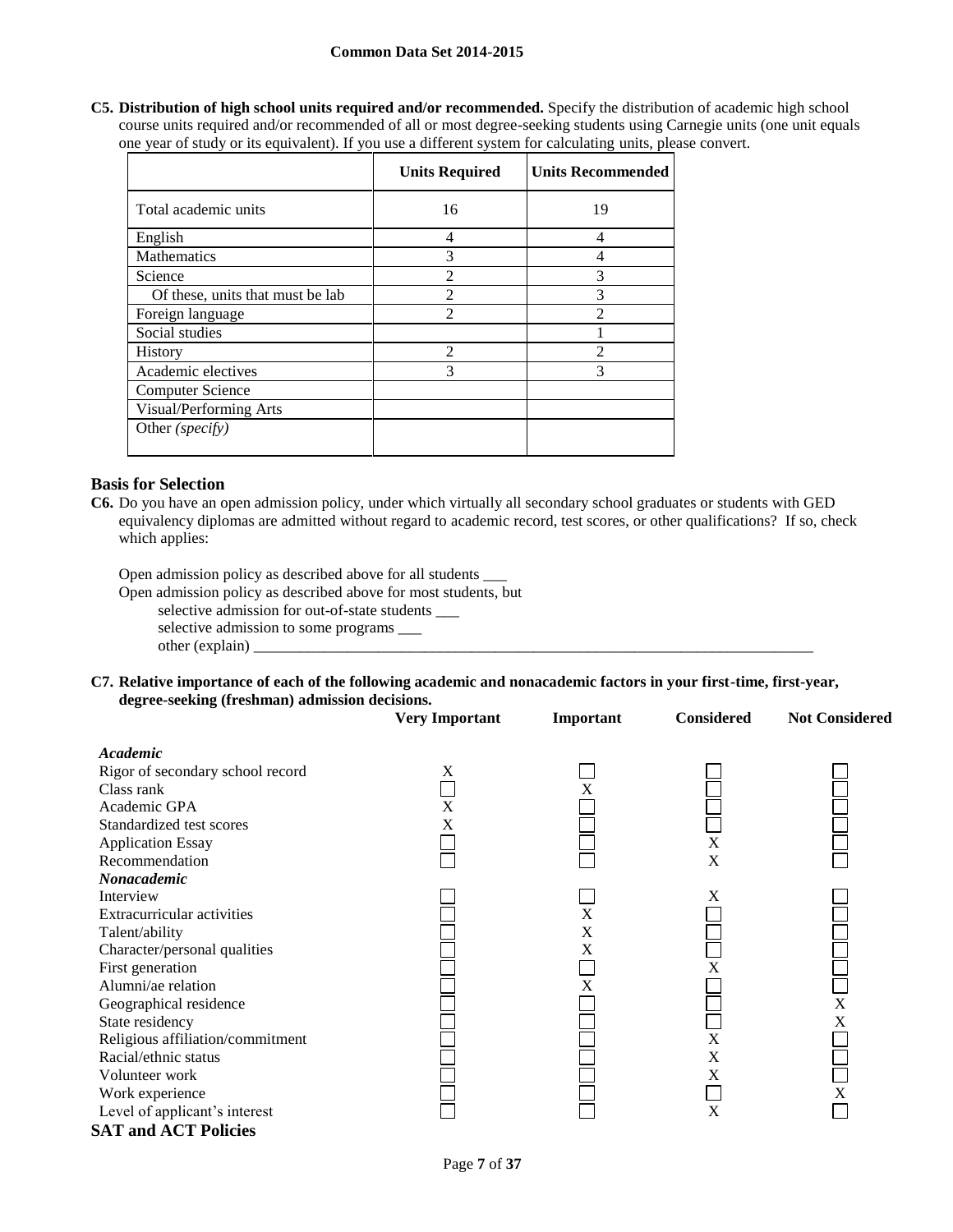**C5. Distribution of high school units required and/or recommended.** Specify the distribution of academic high school course units required and/or recommended of all or most degree-seeking students using Carnegie units (one unit equals one year of study or its equivalent). If you use a different system for calculating units, please convert.

| | Units Required | Units Recommended |
|---|---|---|
| Total academic units | 16 | 19 |
| English | 4 | 4 |
| Mathematics | 3 | 4 |
| Science | 2 | 3 |
| Of these, units that must be lab | 2 | 3 |
| Foreign language | 2 | 2 |
| Social studies | | 1 |
| History | 2 | 2 |
| Academic electives | 3 | 3 |
| Computer Science | | |
| Visual/Performing Arts | | |
| Other *(specify)* | | |

## Basis for Selection

**C6.** Do you have an open admission policy, under which virtually all secondary school graduates or students with GED equivalency diplomas are admitted without regard to academic record, test scores, or other qualifications? If so, check which applies:

Open admission policy as described above for all students ___

Open admission policy as described above for most students, but

selective admission for out-of-state students ___

selective admission to some programs ___

other (explain) ___

**C7. Relative importance of each of the following academic and nonacademic factors in your first-time, first-year, degree-seeking (freshman) admission decisions.**

| | Very Important | Important | Considered | Not Considered |
|---|---|---|---|---|
| ***Academic*** | | | | |
| Rigor of secondary school record | X | | | |
| Class rank | | X | | |
| Academic GPA | X | | | |
| Standardized test scores | X | | | |
| Application Essay | | | X | |
| Recommendation | | | X | |
| ***Nonacademic*** | | | | |
| Interview | | | X | |
| Extracurricular activities | | X | | |
| Talent/ability | | X | | |
| Character/personal qualities | | X | | |
| First generation | | | X | |
| Alumni/ae relation | | X | | |
| Geographical residence | | | | X |
| State residency | | | | X |
| Religious affiliation/commitment | | | X | |
| Racial/ethnic status | | | X | |
| Volunteer work | | | X | |
| Work experience | | | | X |
| Level of applicant's interest | | | X | |

## SAT and ACT Policies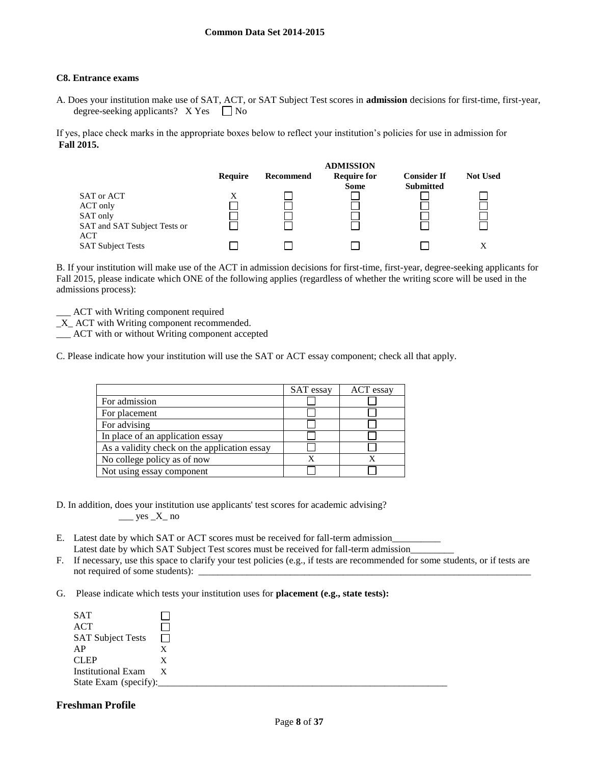### C8. Entrance exams

A. Does your institution make use of SAT, ACT, or SAT Subject Test scores in **admission** decisions for first-time, first-year, degree-seeking applicants? X Yes ☐ No

If yes, place check marks in the appropriate boxes below to reflect your institution's policies for use in admission for **Fall 2015.**

| | ADMISSION | | | | |
|---|---|---|---|---|---|
| | **Require** | **Recommend** | **Require for Some** | **Consider If Submitted** | **Not Used** |
| SAT or ACT | X | ☐ | ☐ | ☐ | ☐ |
| ACT only | ☐ | ☐ | ☐ | ☐ | ☐ |
| SAT only | ☐ | ☐ | ☐ | ☐ | ☐ |
| SAT and SAT Subject Tests or ACT | ☐ | ☐ | ☐ | ☐ | ☐ |
| SAT Subject Tests | ☐ | ☐ | ☐ | ☐ | X |

B. If your institution will make use of the ACT in admission decisions for first-time, first-year, degree-seeking applicants for Fall 2015, please indicate which ONE of the following applies (regardless of whether the writing score will be used in the admissions process):

___ ACT with Writing component required
_X_ ACT with Writing component recommended.
___ ACT with or without Writing component accepted

C. Please indicate how your institution will use the SAT or ACT essay component; check all that apply.

| | SAT essay | ACT essay |
|---|---|---|
| For admission | ☐ | ☐ |
| For placement | ☐ | ☐ |
| For advising | ☐ | ☐ |
| In place of an application essay | ☐ | ☐ |
| As a validity check on the application essay | ☐ | ☐ |
| No college policy as of now | X | X |
| Not using essay component | ☐ | ☐ |

D. In addition, does your institution use applicants' test scores for academic advising?
___ yes _X_ no

E. Latest date by which SAT or ACT scores must be received for fall-term admission__________
Latest date by which SAT Subject Test scores must be received for fall-term admission_________

F. If necessary, use this space to clarify your test policies (e.g., if tests are recommended for some students, or if tests are not required of some students): ________________________________________________________________________

G. Please indicate which tests your institution uses for **placement (e.g., state tests):**

| | |
|---|---|
| SAT | ☐ |
| ACT | ☐ |
| SAT Subject Tests | ☐ |
| AP | X |
| CLEP | X |
| Institutional Exam | X |

State Exam (specify):______________________________________________________________

## Freshman Profile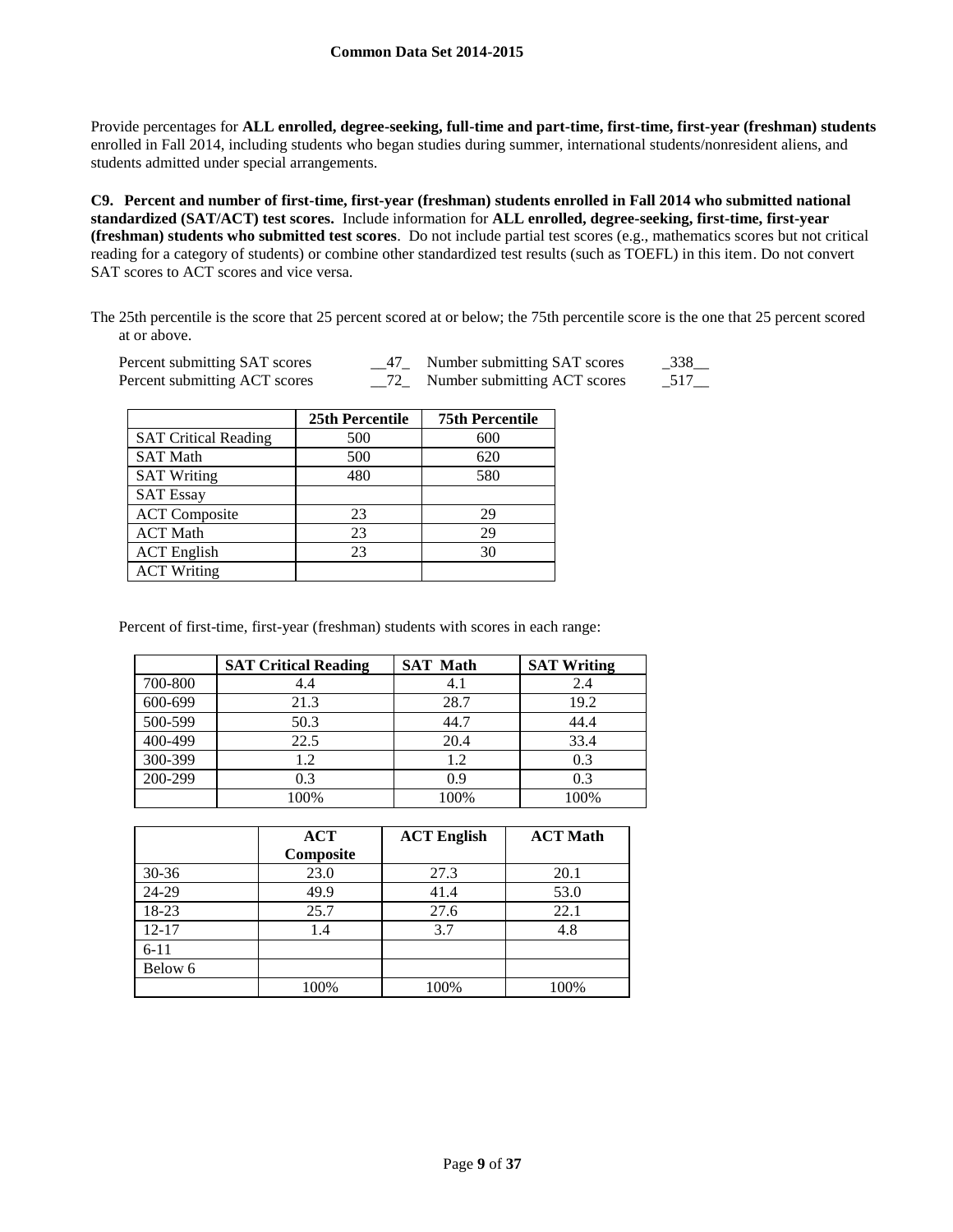Provide percentages for **ALL enrolled, degree-seeking, full-time and part-time, first-time, first-year (freshman) students** enrolled in Fall 2014, including students who began studies during summer, international students/nonresident aliens, and students admitted under special arrangements.

**C9. Percent and number of first-time, first-year (freshman) students enrolled in Fall 2014 who submitted national standardized (SAT/ACT) test scores.** Include information for **ALL enrolled, degree-seeking, first-time, first-year (freshman) students who submitted test scores**. Do not include partial test scores (e.g., mathematics scores but not critical reading for a category of students) or combine other standardized test results (such as TOEFL) in this item. Do not convert SAT scores to ACT scores and vice versa.

The 25th percentile is the score that 25 percent scored at or below; the 75th percentile score is the one that 25 percent scored at or above.

Percent submitting SAT scores __47_ Number submitting SAT scores _338__
Percent submitting ACT scores __72_ Number submitting ACT scores _517__

| | 25th Percentile | 75th Percentile |
|---|---|---|
| SAT Critical Reading | 500 | 600 |
| SAT Math | 500 | 620 |
| SAT Writing | 480 | 580 |
| SAT Essay | | |
| ACT Composite | 23 | 29 |
| ACT Math | 23 | 29 |
| ACT English | 23 | 30 |
| ACT Writing | | |

Percent of first-time, first-year (freshman) students with scores in each range:

| | SAT Critical Reading | SAT Math | SAT Writing |
|---|---|---|---|
| 700-800 | 4.4 | 4.1 | 2.4 |
| 600-699 | 21.3 | 28.7 | 19.2 |
| 500-599 | 50.3 | 44.7 | 44.4 |
| 400-499 | 22.5 | 20.4 | 33.4 |
| 300-399 | 1.2 | 1.2 | 0.3 |
| 200-299 | 0.3 | 0.9 | 0.3 |
| | 100% | 100% | 100% |

| | ACT Composite | ACT English | ACT Math |
|---|---|---|---|
| 30-36 | 23.0 | 27.3 | 20.1 |
| 24-29 | 49.9 | 41.4 | 53.0 |
| 18-23 | 25.7 | 27.6 | 22.1 |
| 12-17 | 1.4 | 3.7 | 4.8 |
| 6-11 | | | |
| Below 6 | | | |
| | 100% | 100% | 100% |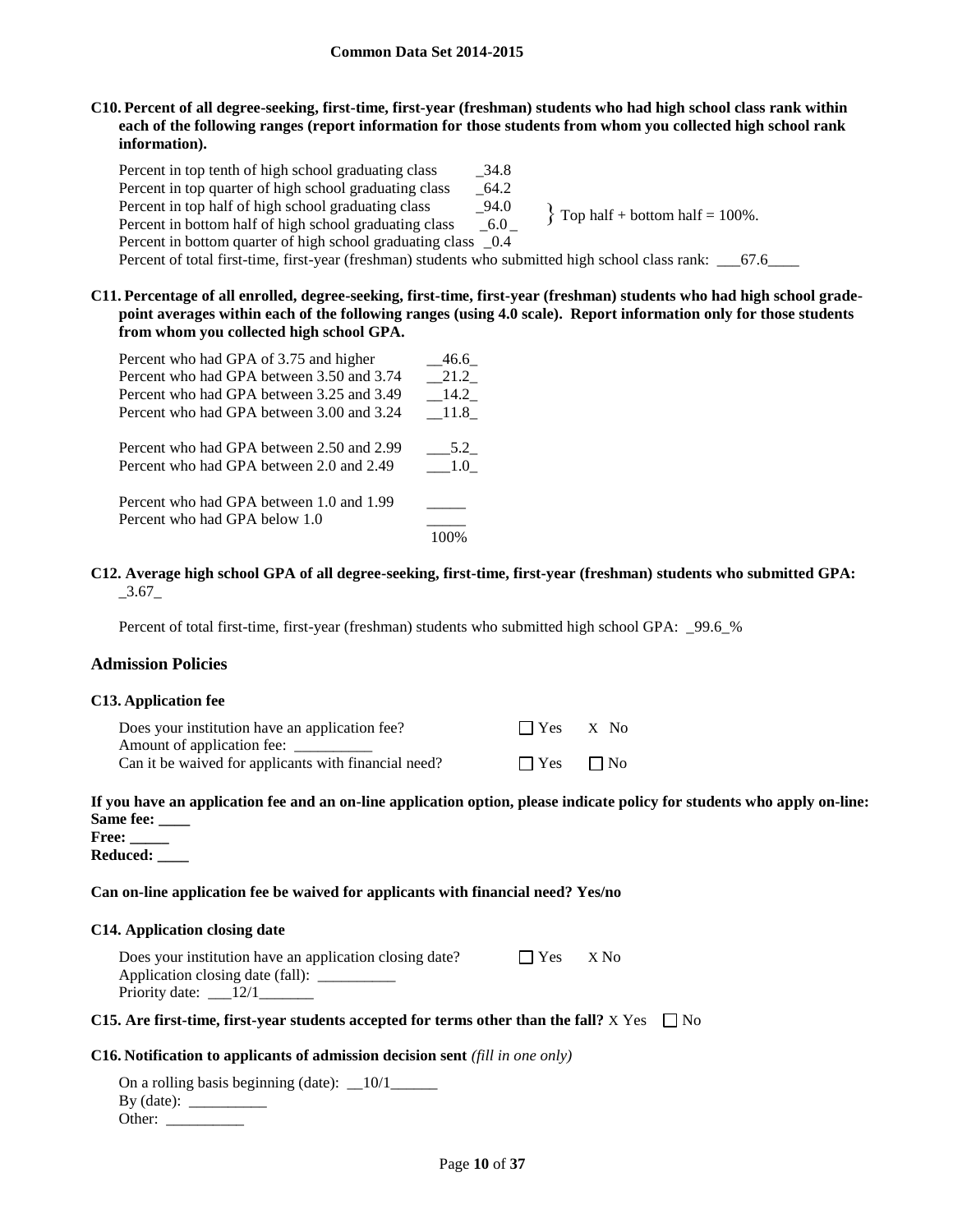**C10. Percent of all degree-seeking, first-time, first-year (freshman) students who had high school class rank within each of the following ranges (report information for those students from whom you collected high school rank information).**

| | | |
|---|---|---|
| Percent in top tenth of high school graduating class | _34.8 | |
| Percent in top quarter of high school graduating class | _64.2 | |
| Percent in top half of high school graduating class | _94.0 | } Top half + bottom half = 100%. |
| Percent in bottom half of high school graduating class | _6.0_ | |
| Percent in bottom quarter of high school graduating class | _0.4 | |

Percent of total first-time, first-year (freshman) students who submitted high school class rank: ___67.6____

**C11. Percentage of all enrolled, degree-seeking, first-time, first-year (freshman) students who had high school grade-point averages within each of the following ranges (using 4.0 scale). Report information only for those students from whom you collected high school GPA.**

| | |
|---|---|
| Percent who had GPA of 3.75 and higher | __46.6_ |
| Percent who had GPA between 3.50 and 3.74 | __21.2_ |
| Percent who had GPA between 3.25 and 3.49 | __14.2_ |
| Percent who had GPA between 3.00 and 3.24 | __11.8_ |
| Percent who had GPA between 2.50 and 2.99 | ___5.2_ |
| Percent who had GPA between 2.0 and 2.49 | ___1.0_ |
| Percent who had GPA between 1.0 and 1.99 | _____ |
| Percent who had GPA below 1.0 | _____ |
| | 100% |

**C12. Average high school GPA of all degree-seeking, first-time, first-year (freshman) students who submitted GPA:** _3.67_

Percent of total first-time, first-year (freshman) students who submitted high school GPA: _99.6_%

## Admission Policies

**C13. Application fee**

| | | |
|---|---|---|
| Does your institution have an application fee? | ☐ Yes | X No |
| Amount of application fee: __________ | | |
| Can it be waived for applicants with financial need? | ☐ Yes | ☐ No |

**If you have an application fee and an on-line application option, please indicate policy for students who apply on-line:**
**Same fee: ____**
**Free: _____**
**Reduced: ____**

**Can on-line application fee be waived for applicants with financial need? Yes/no**

**C14. Application closing date**

| | | |
|---|---|---|
| Does your institution have an application closing date? | ☐ Yes | X No |

Application closing date (fall): __________
Priority date: ___12/1_______

**C15. Are first-time, first-year students accepted for terms other than the fall?** X Yes ☐ No

**C16. Notification to applicants of admission decision sent** *(fill in one only)*

On a rolling basis beginning (date): __10/1______
By (date): __________
Other: __________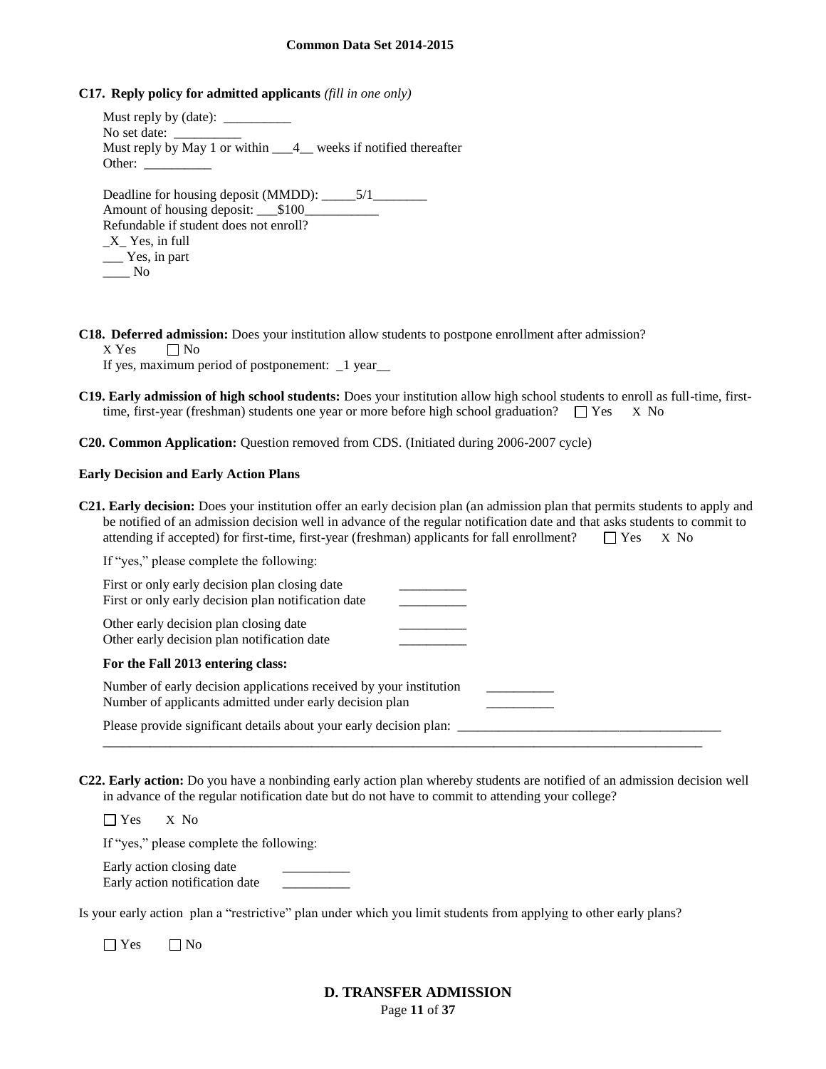**C17. Reply policy for admitted applicants** *(fill in one only)*

Must reply by (date): __________
No set date: __________
Must reply by May 1 or within ___4__ weeks if notified thereafter
Other: __________

Deadline for housing deposit (MMDD): _____5/1________
Amount of housing deposit: ___$100___________
Refundable if student does not enroll?
_X_ Yes, in full
___ Yes, in part
____ No

**C18. Deferred admission:** Does your institution allow students to postpone enrollment after admission?
X Yes ☐ No
If yes, maximum period of postponement: _1 year__

**C19. Early admission of high school students:** Does your institution allow high school students to enroll as full-time, first-time, first-year (freshman) students one year or more before high school graduation? ☐ Yes X No

**C20. Common Application:** Question removed from CDS. (Initiated during 2006-2007 cycle)

**Early Decision and Early Action Plans**

**C21. Early decision:** Does your institution offer an early decision plan (an admission plan that permits students to apply and be notified of an admission decision well in advance of the regular notification date and that asks students to commit to attending if accepted) for first-time, first-year (freshman) applicants for fall enrollment? ☐ Yes X No

If "yes," please complete the following:

First or only early decision plan closing date __________
First or only early decision plan notification date __________

Other early decision plan closing date __________
Other early decision plan notification date __________

**For the Fall 2013 entering class:**

Number of early decision applications received by your institution __________
Number of applicants admitted under early decision plan __________

Please provide significant details about your early decision plan: ________________________________________
_______________________________________________________________________________________________

**C22. Early action:** Do you have a nonbinding early action plan whereby students are notified of an admission decision well in advance of the regular notification date but do not have to commit to attending your college?

☐ Yes X No

If "yes," please complete the following:

Early action closing date __________
Early action notification date __________

Is your early action plan a "restrictive" plan under which you limit students from applying to other early plans?

☐ Yes ☐ No

## D. TRANSFER ADMISSION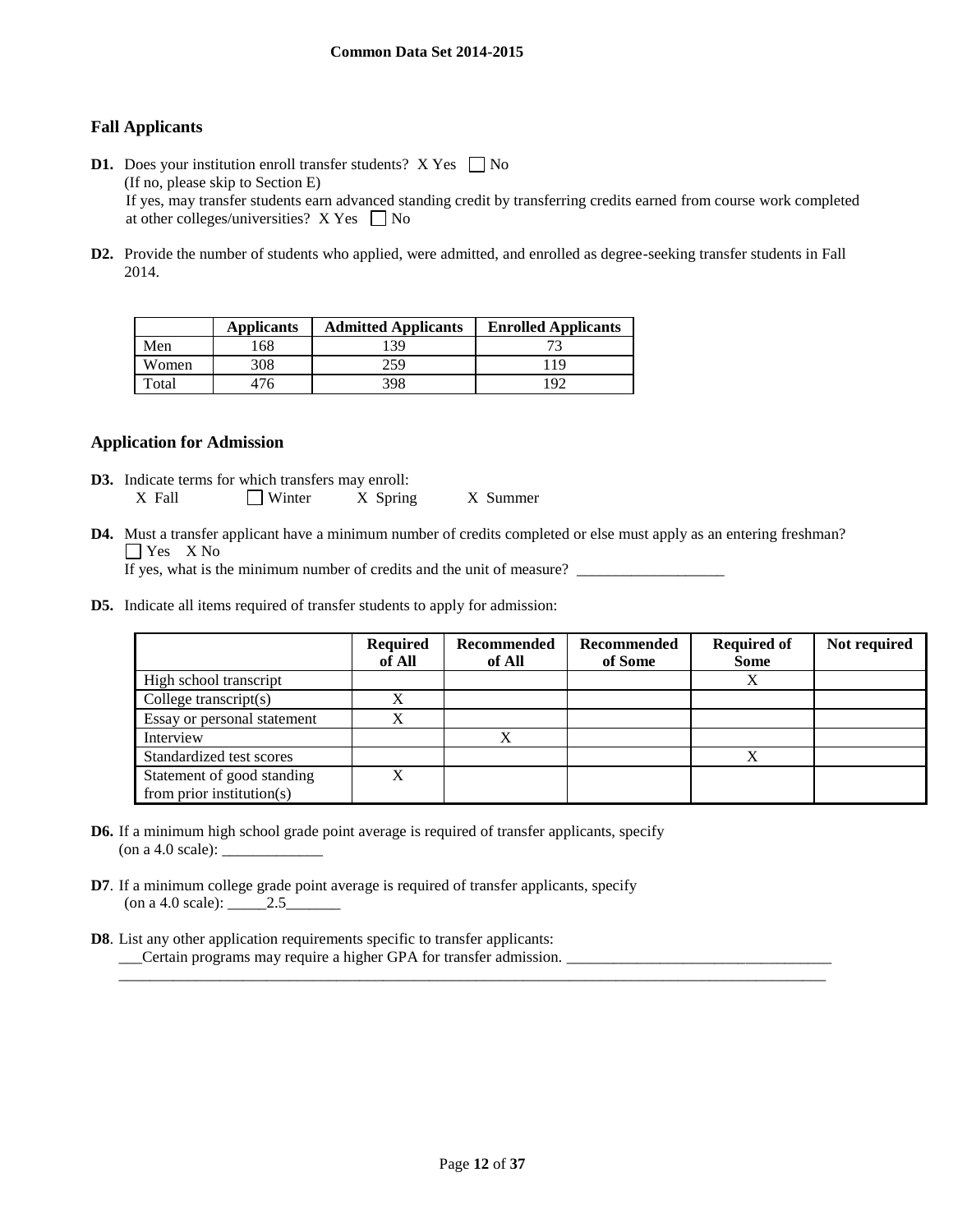## Fall Applicants

**D1.** Does your institution enroll transfer students? X Yes ☐ No
(If no, please skip to Section E)
If yes, may transfer students earn advanced standing credit by transferring credits earned from course work completed at other colleges/universities? X Yes ☐ No

**D2.** Provide the number of students who applied, were admitted, and enrolled as degree-seeking transfer students in Fall 2014.

| | Applicants | Admitted Applicants | Enrolled Applicants |
|---|---|---|---|
| Men | 168 | 139 | 73 |
| Women | 308 | 259 | 119 |
| Total | 476 | 398 | 192 |

## Application for Admission

**D3.** Indicate terms for which transfers may enroll:
X Fall ☐ Winter X Spring X Summer

**D4.** Must a transfer applicant have a minimum number of credits completed or else must apply as an entering freshman?
☐ Yes X No
If yes, what is the minimum number of credits and the unit of measure? ___________________

**D5.** Indicate all items required of transfer students to apply for admission:

| | Required of All | Recommended of All | Recommended of Some | Required of Some | Not required |
|---|---|---|---|---|---|
| High school transcript | | | | X | |
| College transcript(s) | X | | | | |
| Essay or personal statement | X | | | | |
| Interview | | X | | | |
| Standardized test scores | | | | X | |
| Statement of good standing from prior institution(s) | X | | | | |

**D6.** If a minimum high school grade point average is required of transfer applicants, specify (on a 4.0 scale): _____________

**D7**. If a minimum college grade point average is required of transfer applicants, specify (on a 4.0 scale): _____2.5_______

**D8**. List any other application requirements specific to transfer applicants:
___Certain programs may require a higher GPA for transfer admission. __________________________________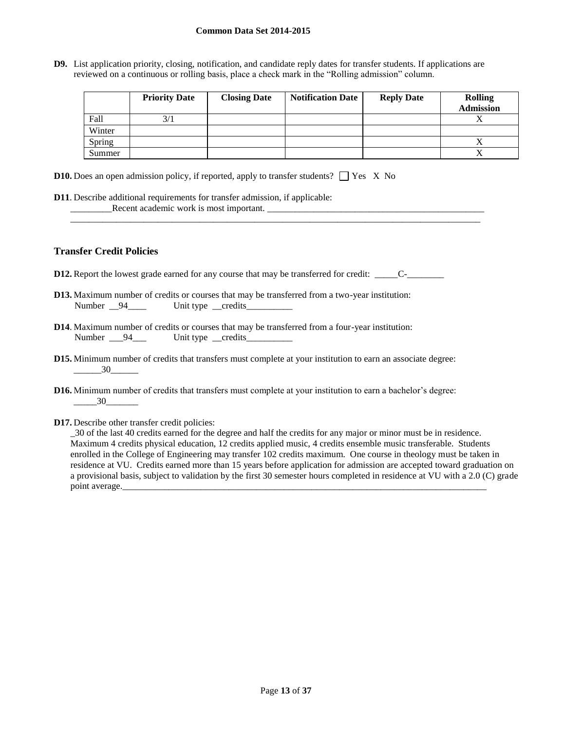**D9.** List application priority, closing, notification, and candidate reply dates for transfer students. If applications are reviewed on a continuous or rolling basis, place a check mark in the "Rolling admission" column.

| | Priority Date | Closing Date | Notification Date | Reply Date | Rolling Admission |
|---|---|---|---|---|---|
| Fall | 3/1 | | | | X |
| Winter | | | | | |
| Spring | | | | | X |
| Summer | | | | | X |

**D10.** Does an open admission policy, if reported, apply to transfer students? ☐ Yes X No

**D11**. Describe additional requirements for transfer admission, if applicable:
Recent academic work is most important.

## Transfer Credit Policies

**D12.** Report the lowest grade earned for any course that may be transferred for credit: C-

**D13.** Maximum number of credits or courses that may be transferred from a two-year institution:
Number 94 Unit type credits

**D14**. Maximum number of credits or courses that may be transferred from a four-year institution:
Number 94 Unit type credits

**D15.** Minimum number of credits that transfers must complete at your institution to earn an associate degree:
30

**D16.** Minimum number of credits that transfers must complete at your institution to earn a bachelor's degree:
30

**D17.** Describe other transfer credit policies:
30 of the last 40 credits earned for the degree and half the credits for any major or minor must be in residence. Maximum 4 credits physical education, 12 credits applied music, 4 credits ensemble music transferable. Students enrolled in the College of Engineering may transfer 102 credits maximum. One course in theology must be taken in residence at VU. Credits earned more than 15 years before application for admission are accepted toward graduation on a provisional basis, subject to validation by the first 30 semester hours completed in residence at VU with a 2.0 (C) grade point average.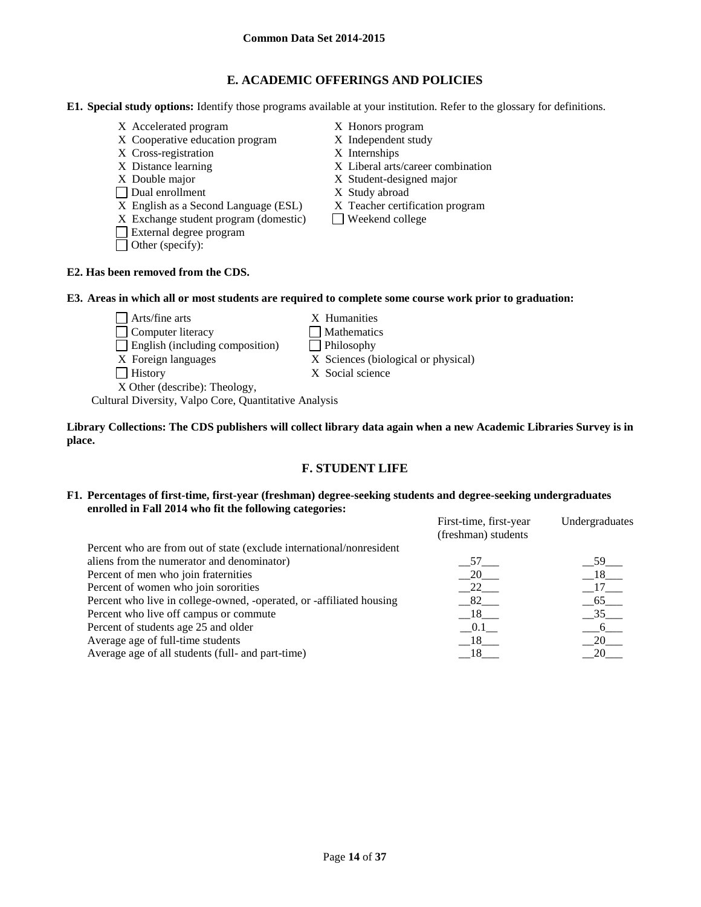## E. ACADEMIC OFFERINGS AND POLICIES

**E1. Special study options:** Identify those programs available at your institution. Refer to the glossary for definitions.

- X Accelerated program
- X Cooperative education program
- X Cross-registration
- X Distance learning
- X Double major
- ☐ Dual enrollment
- X English as a Second Language (ESL)
- X Exchange student program (domestic)
- ☐ External degree program
- ☐ Other (specify):
- X Honors program
- X Independent study
- X Internships
- X Liberal arts/career combination
- X Student-designed major
- X Study abroad
- X Teacher certification program
- ☐ Weekend college

**E2. Has been removed from the CDS.**

**E3. Areas in which all or most students are required to complete some course work prior to graduation:**

- ☐ Arts/fine arts
- ☐ Computer literacy
- ☐ English (including composition)
- X Foreign languages
- ☐ History
- X Other (describe): Theology, Cultural Diversity, Valpo Core, Quantitative Analysis
- X Humanities
- ☐ Mathematics
- ☐ Philosophy
- X Sciences (biological or physical)
- X Social science

**Library Collections: The CDS publishers will collect library data again when a new Academic Libraries Survey is in place.**

## F. STUDENT LIFE

**F1. Percentages of first-time, first-year (freshman) degree-seeking students and degree-seeking undergraduates enrolled in Fall 2014 who fit the following categories:**

| | First-time, first-year (freshman) students | Undergraduates |
|---|---|---|
| Percent who are from out of state (exclude international/nonresident aliens from the numerator and denominator) | 57 | 59 |
| Percent of men who join fraternities | 20 | 18 |
| Percent of women who join sororities | 22 | 17 |
| Percent who live in college-owned, -operated, or -affiliated housing | 82 | 65 |
| Percent who live off campus or commute | 18 | 35 |
| Percent of students age 25 and older | 0.1 | 6 |
| Average age of full-time students | 18 | 20 |
| Average age of all students (full- and part-time) | 18 | 20 |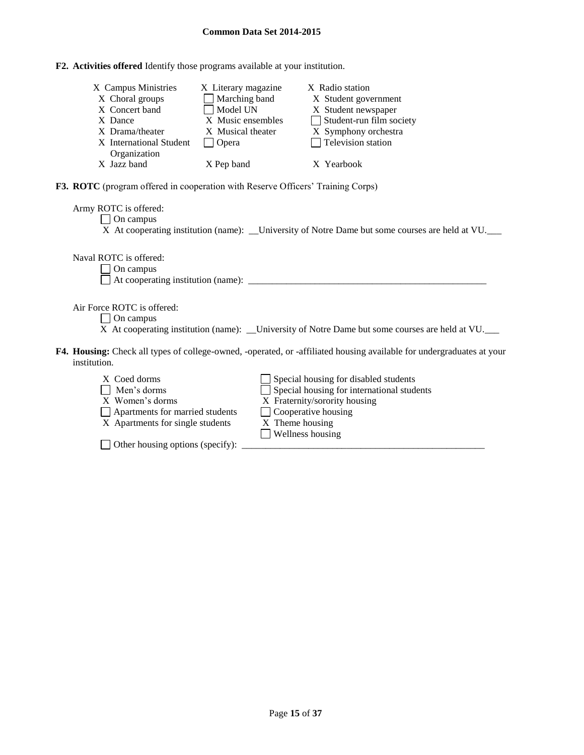**F2. Activities offered** Identify those programs available at your institution.

| | | |
|---|---|---|
| X Campus Ministries | X Literary magazine | X Radio station |
| X Choral groups | ☐ Marching band | X Student government |
| X Concert band | ☐ Model UN | X Student newspaper |
| X Dance | X Music ensembles | ☐ Student-run film society |
| X Drama/theater | X Musical theater | X Symphony orchestra |
| X International Student Organization | ☐ Opera | ☐ Television station |
| X Jazz band | X Pep band | X Yearbook |

**F3. ROTC** (program offered in cooperation with Reserve Officers' Training Corps)

Army ROTC is offered:

☐ On campus

X At cooperating institution (name): __University of Notre Dame but some courses are held at VU.___

Naval ROTC is offered:

☐ On campus

☐ At cooperating institution (name): ____________________________________________________

Air Force ROTC is offered:

☐ On campus

X At cooperating institution (name): __University of Notre Dame but some courses are held at VU.___

**F4. Housing:** Check all types of college-owned, -operated, or -affiliated housing available for undergraduates at your institution.

| | |
|---|---|
| X Coed dorms | ☐ Special housing for disabled students |
| ☐ Men's dorms | ☐ Special housing for international students |
| X Women's dorms | X Fraternity/sorority housing |
| ☐ Apartments for married students | ☐ Cooperative housing |
| X Apartments for single students | X Theme housing |
| | ☐ Wellness housing |

☐ Other housing options (specify): ____________________________________________________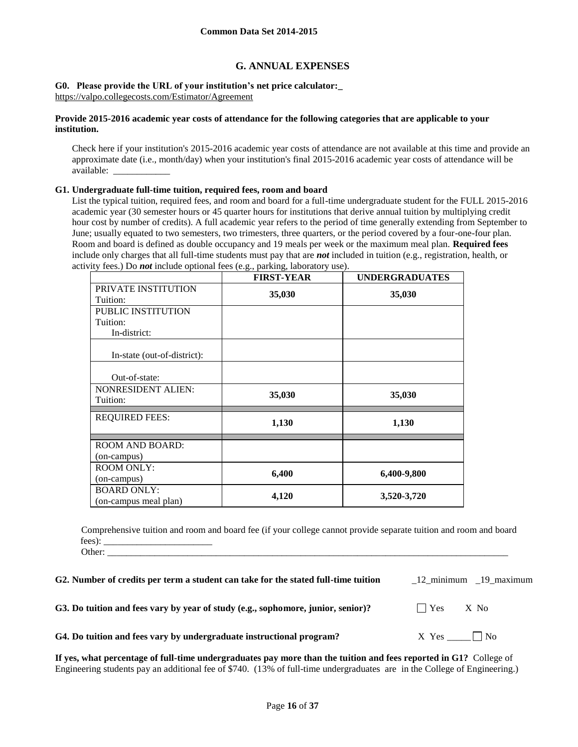## G. ANNUAL EXPENSES

**G0. Please provide the URL of your institution's net price calculator:_**
https://valpo.collegecosts.com/Estimator/Agreement

**Provide 2015-2016 academic year costs of attendance for the following categories that are applicable to your institution.**

Check here if your institution's 2015-2016 academic year costs of attendance are not available at this time and provide an approximate date (i.e., month/day) when your institution's final 2015-2016 academic year costs of attendance will be available: ____________

**G1. Undergraduate full-time tuition, required fees, room and board**

List the typical tuition, required fees, and room and board for a full-time undergraduate student for the FULL 2015-2016 academic year (30 semester hours or 45 quarter hours for institutions that derive annual tuition by multiplying credit hour cost by number of credits). A full academic year refers to the period of time generally extending from September to June; usually equated to two semesters, two trimesters, three quarters, or the period covered by a four-one-four plan. Room and board is defined as double occupancy and 19 meals per week or the maximum meal plan. **Required fees** include only charges that all full-time students must pay that are ***not*** included in tuition (e.g., registration, health, or activity fees.) Do ***not*** include optional fees (e.g., parking, laboratory use).

| | FIRST-YEAR | UNDERGRADUATES |
|---|---|---|
| PRIVATE INSTITUTION Tuition: | 35,030 | 35,030 |
| PUBLIC INSTITUTION Tuition: In-district: | | |
| In-state (out-of-district): | | |
| Out-of-state: | | |
| NONRESIDENT ALIEN: Tuition: | 35,030 | 35,030 |
| REQUIRED FEES: | 1,130 | 1,130 |
| ROOM AND BOARD: (on-campus) | | |
| ROOM ONLY: (on-campus) | 6,400 | 6,400-9,800 |
| BOARD ONLY: (on-campus meal plan) | 4,120 | 3,520-3,720 |

Comprehensive tuition and room and board fee (if your college cannot provide separate tuition and room and board fees): _______________________

Other: ___________________________________________________________________________________________

**G2. Number of credits per term a student can take for the stated full-time tuition** _12_minimum _19_maximum

**G3. Do tuition and fees vary by year of study (e.g., sophomore, junior, senior)?** ☐ Yes X No

**G4. Do tuition and fees vary by undergraduate instructional program?** X Yes _____ ☐ No

**If yes, what percentage of full-time undergraduates pay more than the tuition and fees reported in G1?** College of Engineering students pay an additional fee of $740. (13% of full-time undergraduates are in the College of Engineering.)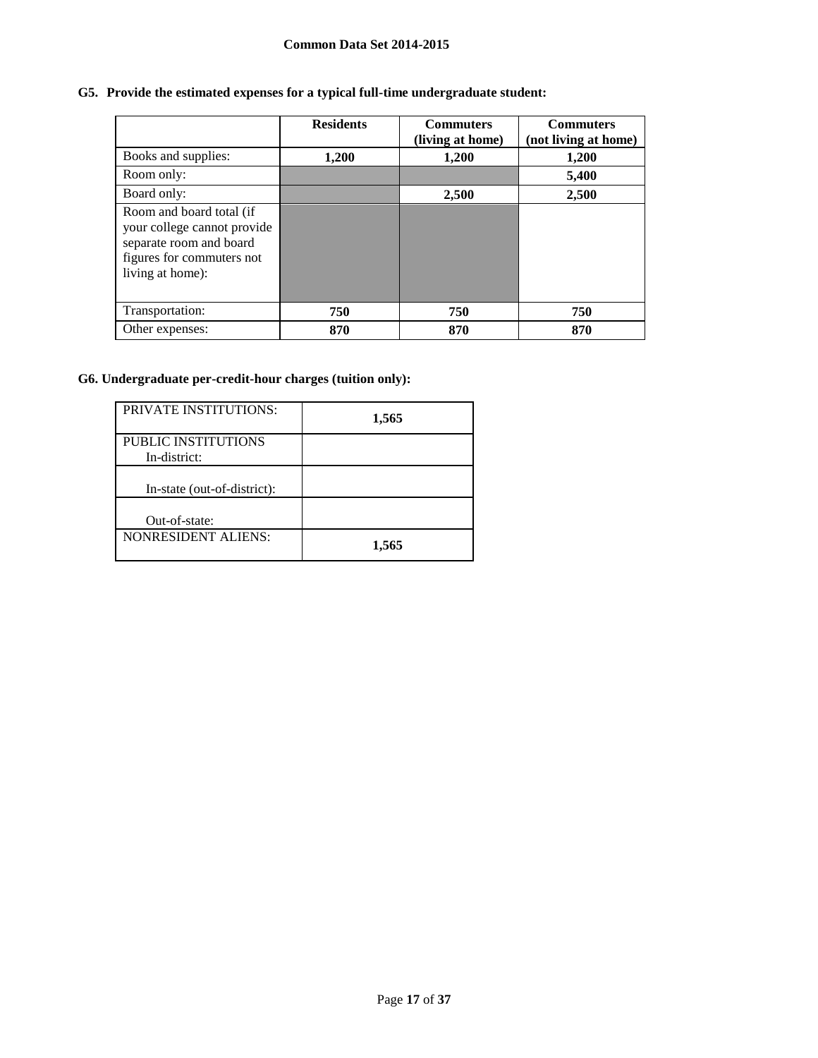**G5. Provide the estimated expenses for a typical full-time undergraduate student:**

| | Residents | Commuters (living at home) | Commuters (not living at home) |
|---|---|---|---|
| Books and supplies: | **1,200** | **1,200** | **1,200** |
| Room only: | | | **5,400** |
| Board only: | | **2,500** | **2,500** |
| Room and board total (if your college cannot provide separate room and board figures for commuters not living at home): | | | |
| Transportation: | **750** | **750** | **750** |
| Other expenses: | **870** | **870** | **870** |

**G6. Undergraduate per-credit-hour charges (tuition only):**

| | |
|---|---|
| PRIVATE INSTITUTIONS: | **1,565** |
| PUBLIC INSTITUTIONS In-district: | |
| In-state (out-of-district): | |
| Out-of-state: | |
| NONRESIDENT ALIENS: | **1,565** |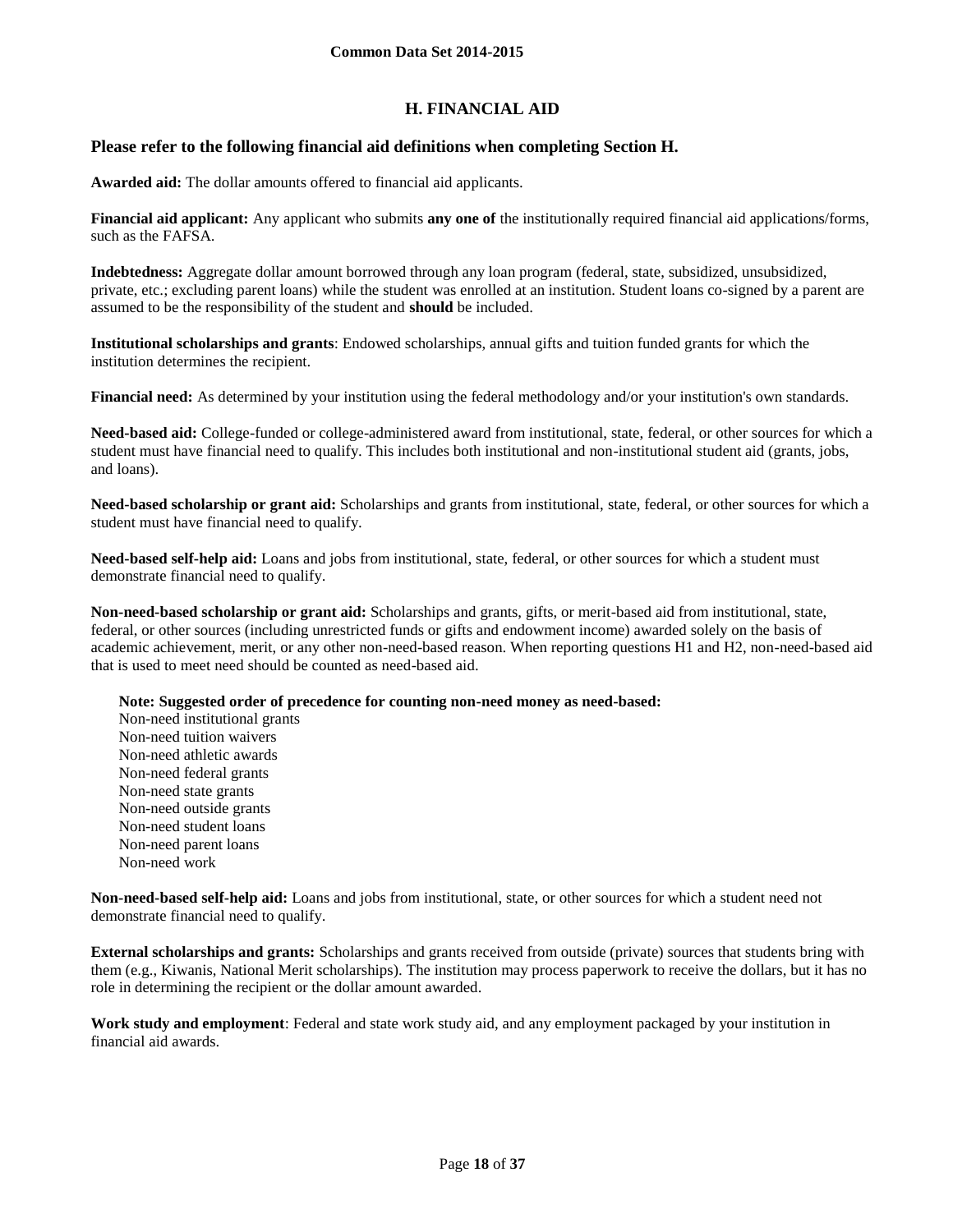## H. FINANCIAL AID

### Please refer to the following financial aid definitions when completing Section H.

**Awarded aid:** The dollar amounts offered to financial aid applicants.

**Financial aid applicant:** Any applicant who submits **any one of** the institutionally required financial aid applications/forms, such as the FAFSA.

**Indebtedness:** Aggregate dollar amount borrowed through any loan program (federal, state, subsidized, unsubsidized, private, etc.; excluding parent loans) while the student was enrolled at an institution. Student loans co-signed by a parent are assumed to be the responsibility of the student and **should** be included.

**Institutional scholarships and grants**: Endowed scholarships, annual gifts and tuition funded grants for which the institution determines the recipient.

**Financial need:** As determined by your institution using the federal methodology and/or your institution's own standards.

**Need-based aid:** College-funded or college-administered award from institutional, state, federal, or other sources for which a student must have financial need to qualify. This includes both institutional and non-institutional student aid (grants, jobs, and loans).

**Need-based scholarship or grant aid:** Scholarships and grants from institutional, state, federal, or other sources for which a student must have financial need to qualify.

**Need-based self-help aid:** Loans and jobs from institutional, state, federal, or other sources for which a student must demonstrate financial need to qualify.

**Non-need-based scholarship or grant aid:** Scholarships and grants, gifts, or merit-based aid from institutional, state, federal, or other sources (including unrestricted funds or gifts and endowment income) awarded solely on the basis of academic achievement, merit, or any other non-need-based reason. When reporting questions H1 and H2, non-need-based aid that is used to meet need should be counted as need-based aid.

**Note: Suggested order of precedence for counting non-need money as need-based:**
Non-need institutional grants
Non-need tuition waivers
Non-need athletic awards
Non-need federal grants
Non-need state grants
Non-need outside grants
Non-need student loans
Non-need parent loans
Non-need work

**Non-need-based self-help aid:** Loans and jobs from institutional, state, or other sources for which a student need not demonstrate financial need to qualify.

**External scholarships and grants:** Scholarships and grants received from outside (private) sources that students bring with them (e.g., Kiwanis, National Merit scholarships). The institution may process paperwork to receive the dollars, but it has no role in determining the recipient or the dollar amount awarded.

**Work study and employment**: Federal and state work study aid, and any employment packaged by your institution in financial aid awards.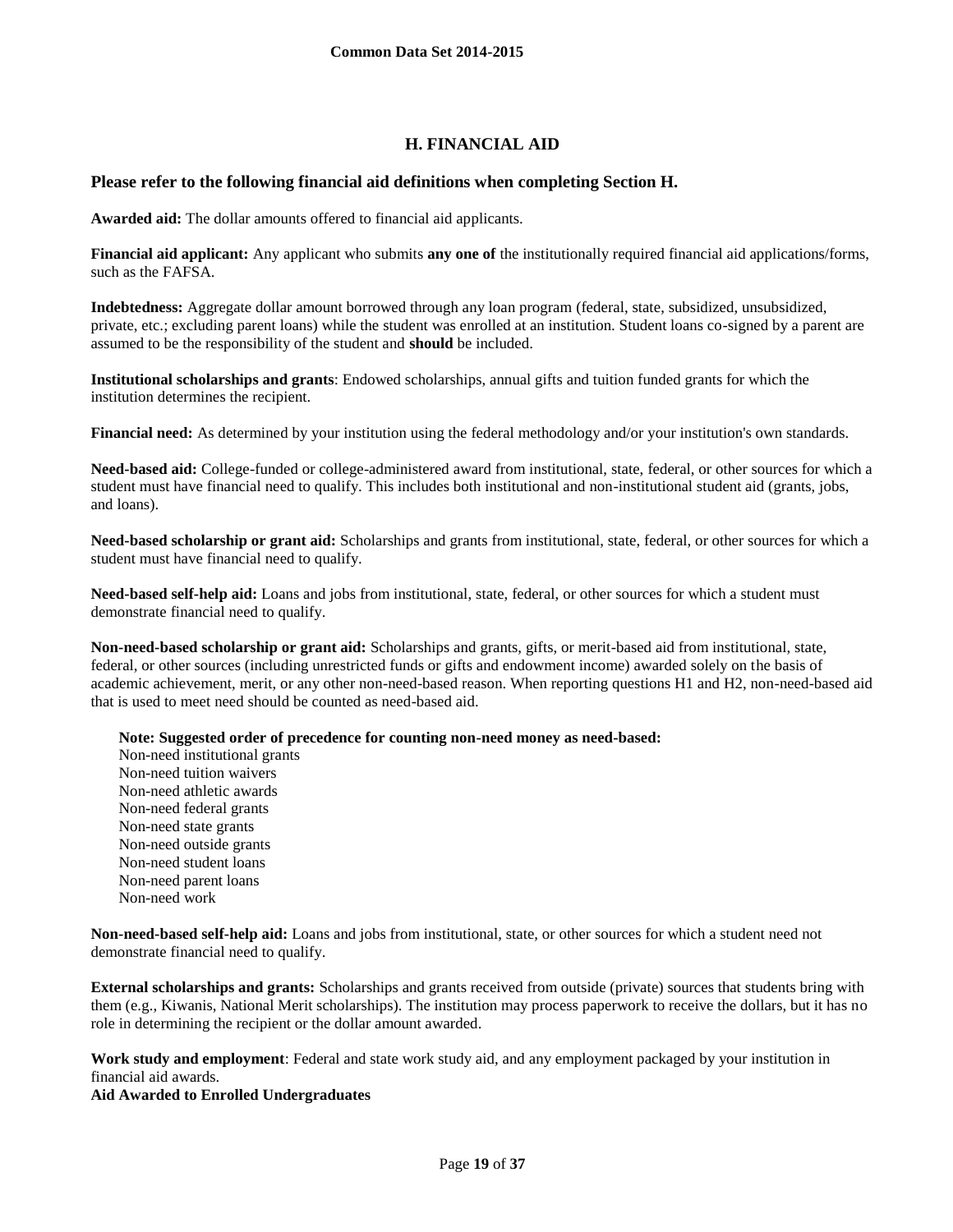## H. FINANCIAL AID

### Please refer to the following financial aid definitions when completing Section H.

**Awarded aid:** The dollar amounts offered to financial aid applicants.

**Financial aid applicant:** Any applicant who submits **any one of** the institutionally required financial aid applications/forms, such as the FAFSA.

**Indebtedness:** Aggregate dollar amount borrowed through any loan program (federal, state, subsidized, unsubsidized, private, etc.; excluding parent loans) while the student was enrolled at an institution. Student loans co-signed by a parent are assumed to be the responsibility of the student and **should** be included.

**Institutional scholarships and grants**: Endowed scholarships, annual gifts and tuition funded grants for which the institution determines the recipient.

**Financial need:** As determined by your institution using the federal methodology and/or your institution's own standards.

**Need-based aid:** College-funded or college-administered award from institutional, state, federal, or other sources for which a student must have financial need to qualify. This includes both institutional and non-institutional student aid (grants, jobs, and loans).

**Need-based scholarship or grant aid:** Scholarships and grants from institutional, state, federal, or other sources for which a student must have financial need to qualify.

**Need-based self-help aid:** Loans and jobs from institutional, state, federal, or other sources for which a student must demonstrate financial need to qualify.

**Non-need-based scholarship or grant aid:** Scholarships and grants, gifts, or merit-based aid from institutional, state, federal, or other sources (including unrestricted funds or gifts and endowment income) awarded solely on the basis of academic achievement, merit, or any other non-need-based reason. When reporting questions H1 and H2, non-need-based aid that is used to meet need should be counted as need-based aid.

**Note: Suggested order of precedence for counting non-need money as need-based:**

Non-need institutional grants
Non-need tuition waivers
Non-need athletic awards
Non-need federal grants
Non-need state grants
Non-need outside grants
Non-need student loans
Non-need parent loans
Non-need work

**Non-need-based self-help aid:** Loans and jobs from institutional, state, or other sources for which a student need not demonstrate financial need to qualify.

**External scholarships and grants:** Scholarships and grants received from outside (private) sources that students bring with them (e.g., Kiwanis, National Merit scholarships). The institution may process paperwork to receive the dollars, but it has no role in determining the recipient or the dollar amount awarded.

**Work study and employment**: Federal and state work study aid, and any employment packaged by your institution in financial aid awards.

**Aid Awarded to Enrolled Undergraduates**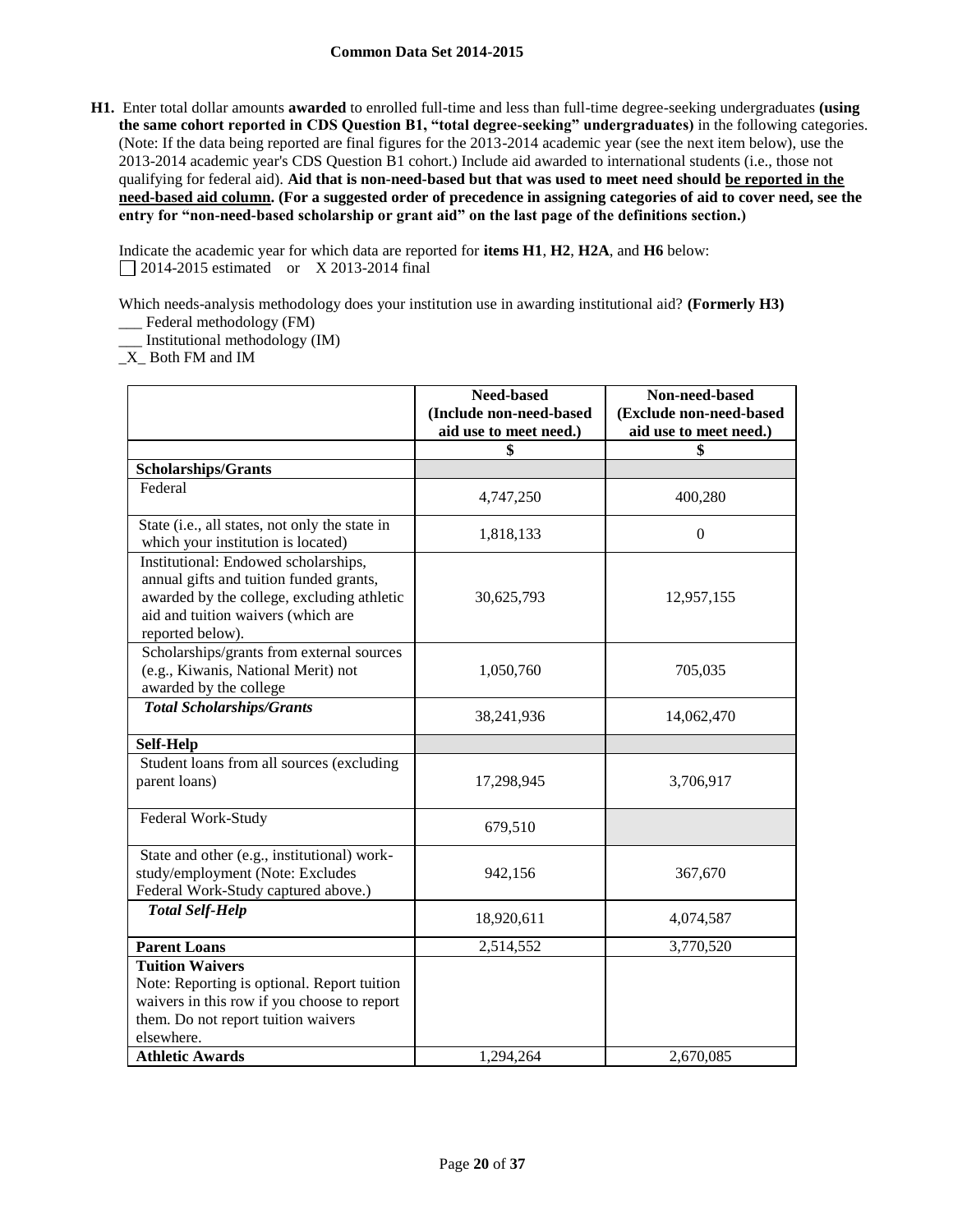**H1.** Enter total dollar amounts **awarded** to enrolled full-time and less than full-time degree-seeking undergraduates **(using the same cohort reported in CDS Question B1, "total degree-seeking" undergraduates)** in the following categories. (Note: If the data being reported are final figures for the 2013-2014 academic year (see the next item below), use the 2013-2014 academic year's CDS Question B1 cohort.) Include aid awarded to international students (i.e., those not qualifying for federal aid). **Aid that is non-need-based but that was used to meet need should be reported in the need-based aid column. (For a suggested order of precedence in assigning categories of aid to cover need, see the entry for "non-need-based scholarship or grant aid" on the last page of the definitions section.)**

Indicate the academic year for which data are reported for **items H1**, **H2**, **H2A**, and **H6** below:
☐ 2014-2015 estimated or X 2013-2014 final

Which needs-analysis methodology does your institution use in awarding institutional aid? **(Formerly H3)**
___ Federal methodology (FM)
___ Institutional methodology (IM)
_X_ Both FM and IM

| | Need-based (Include non-need-based aid use to meet need.) | Non-need-based (Exclude non-need-based aid use to meet need.) |
|---|---|---|
| | $ | $ |
| **Scholarships/Grants** | | |
| Federal | 4,747,250 | 400,280 |
| State (i.e., all states, not only the state in which your institution is located) | 1,818,133 | 0 |
| Institutional: Endowed scholarships, annual gifts and tuition funded grants, awarded by the college, excluding athletic aid and tuition waivers (which are reported below). | 30,625,793 | 12,957,155 |
| Scholarships/grants from external sources (e.g., Kiwanis, National Merit) not awarded by the college | 1,050,760 | 705,035 |
| ***Total Scholarships/Grants*** | 38,241,936 | 14,062,470 |
| **Self-Help** | | |
| Student loans from all sources (excluding parent loans) | 17,298,945 | 3,706,917 |
| Federal Work-Study | 679,510 | |
| State and other (e.g., institutional) work-study/employment (Note: Excludes Federal Work-Study captured above.) | 942,156 | 367,670 |
| ***Total Self-Help*** | 18,920,611 | 4,074,587 |
| **Parent Loans** | 2,514,552 | 3,770,520 |
| **Tuition Waivers** Note: Reporting is optional. Report tuition waivers in this row if you choose to report them. Do not report tuition waivers elsewhere. | | |
| **Athletic Awards** | 1,294,264 | 2,670,085 |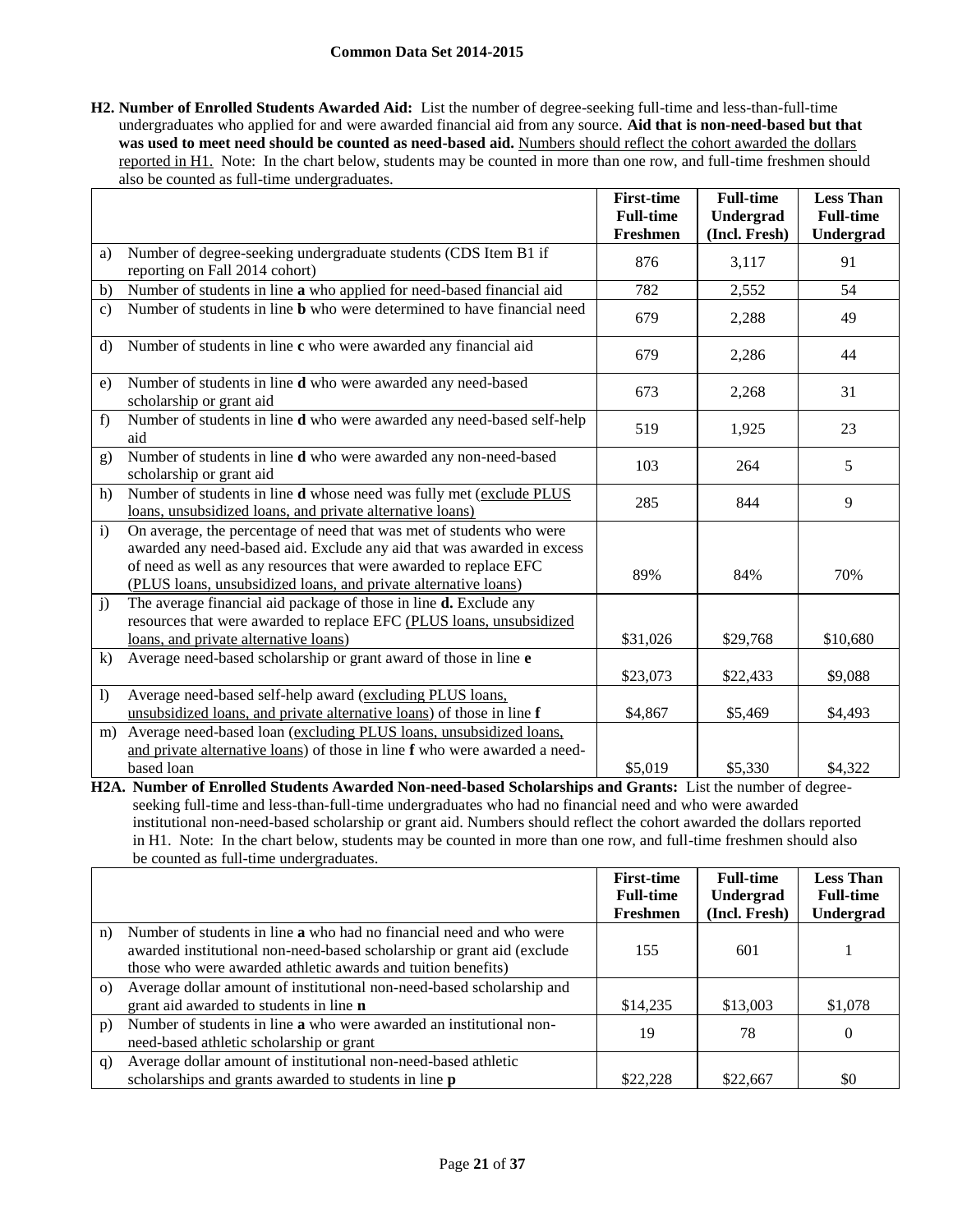**H2. Number of Enrolled Students Awarded Aid:** List the number of degree-seeking full-time and less-than-full-time undergraduates who applied for and were awarded financial aid from any source. **Aid that is non-need-based but that was used to meet need should be counted as need-based aid.** Numbers should reflect the cohort awarded the dollars reported in H1. Note: In the chart below, students may be counted in more than one row, and full-time freshmen should also be counted as full-time undergraduates.

| | | First-time Full-time Freshmen | Full-time Undergrad (Incl. Fresh) | Less Than Full-time Undergrad |
|---|---|---|---|---|
| a) | Number of degree-seeking undergraduate students (CDS Item B1 if reporting on Fall 2014 cohort) | 876 | 3,117 | 91 |
| b) | Number of students in line **a** who applied for need-based financial aid | 782 | 2,552 | 54 |
| c) | Number of students in line **b** who were determined to have financial need | 679 | 2,288 | 49 |
| d) | Number of students in line **c** who were awarded any financial aid | 679 | 2,286 | 44 |
| e) | Number of students in line **d** who were awarded any need-based scholarship or grant aid | 673 | 2,268 | 31 |
| f) | Number of students in line **d** who were awarded any need-based self-help aid | 519 | 1,925 | 23 |
| g) | Number of students in line **d** who were awarded any non-need-based scholarship or grant aid | 103 | 264 | 5 |
| h) | Number of students in line **d** whose need was fully met (exclude PLUS loans, unsubsidized loans, and private alternative loans) | 285 | 844 | 9 |
| i) | On average, the percentage of need that was met of students who were awarded any need-based aid. Exclude any aid that was awarded in excess of need as well as any resources that were awarded to replace EFC (PLUS loans, unsubsidized loans, and private alternative loans) | 89% | 84% | 70% |
| j) | The average financial aid package of those in line **d.** Exclude any resources that were awarded to replace EFC (PLUS loans, unsubsidized loans, and private alternative loans) | $31,026 | $29,768 | $10,680 |
| k) | Average need-based scholarship or grant award of those in line **e** | $23,073 | $22,433 | $9,088 |
| l) | Average need-based self-help award (excluding PLUS loans, unsubsidized loans, and private alternative loans) of those in line **f** | $4,867 | $5,469 | $4,493 |
| m) | Average need-based loan (excluding PLUS loans, unsubsidized loans, and private alternative loans) of those in line **f** who were awarded a need-based loan | $5,019 | $5,330 | $4,322 |

**H2A. Number of Enrolled Students Awarded Non-need-based Scholarships and Grants:** List the number of degree-seeking full-time and less-than-full-time undergraduates who had no financial need and who were awarded institutional non-need-based scholarship or grant aid. Numbers should reflect the cohort awarded the dollars reported in H1. Note: In the chart below, students may be counted in more than one row, and full-time freshmen should also be counted as full-time undergraduates.

| | | First-time Full-time Freshmen | Full-time Undergrad (Incl. Fresh) | Less Than Full-time Undergrad |
|---|---|---|---|---|
| n) | Number of students in line **a** who had no financial need and who were awarded institutional non-need-based scholarship or grant aid (exclude those who were awarded athletic awards and tuition benefits) | 155 | 601 | 1 |
| o) | Average dollar amount of institutional non-need-based scholarship and grant aid awarded to students in line **n** | $14,235 | $13,003 | $1,078 |
| p) | Number of students in line **a** who were awarded an institutional non-need-based athletic scholarship or grant | 19 | 78 | 0 |
| q) | Average dollar amount of institutional non-need-based athletic scholarships and grants awarded to students in line **p** | $22,228 | $22,667 | $0 |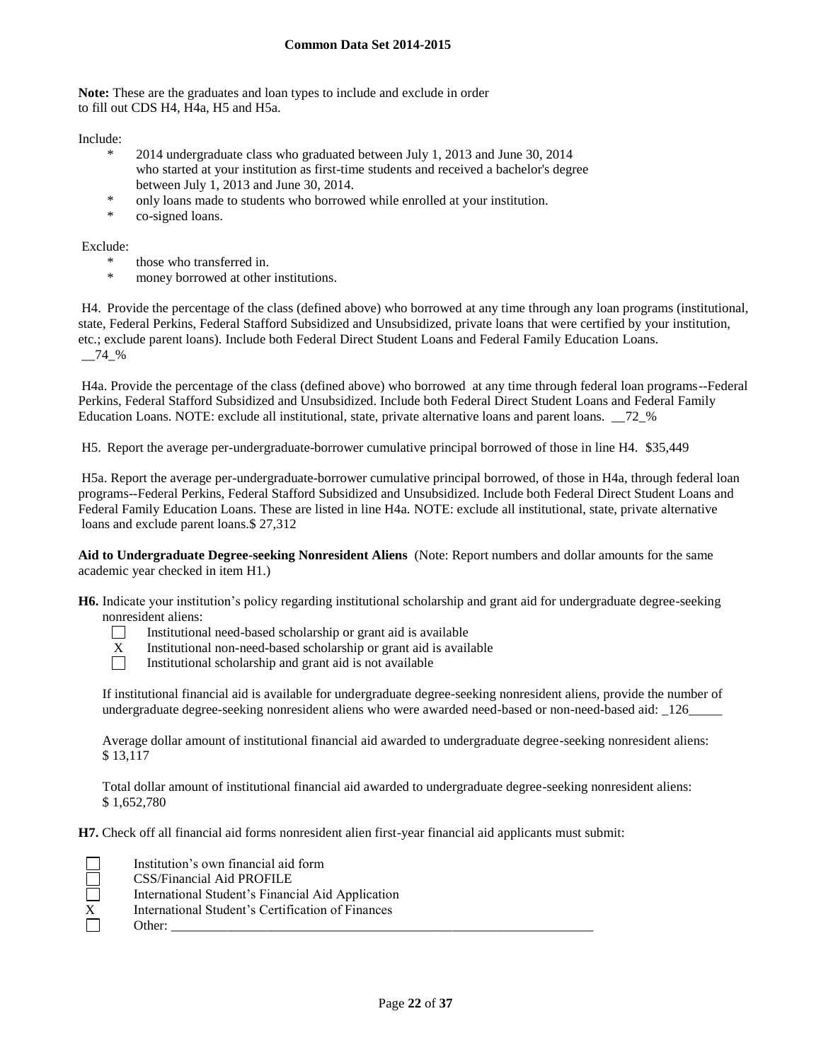**Note:** These are the graduates and loan types to include and exclude in order to fill out CDS H4, H4a, H5 and H5a.

Include:

- 2014 undergraduate class who graduated between July 1, 2013 and June 30, 2014 who started at your institution as first-time students and received a bachelor's degree between July 1, 2013 and June 30, 2014.
- only loans made to students who borrowed while enrolled at your institution.
- co-signed loans.

Exclude:

- those who transferred in.
- money borrowed at other institutions.

H4. Provide the percentage of the class (defined above) who borrowed at any time through any loan programs (institutional, state, Federal Perkins, Federal Stafford Subsidized and Unsubsidized, private loans that were certified by your institution, etc.; exclude parent loans). Include both Federal Direct Student Loans and Federal Family Education Loans. __74_%

H4a. Provide the percentage of the class (defined above) who borrowed at any time through federal loan programs--Federal Perkins, Federal Stafford Subsidized and Unsubsidized. Include both Federal Direct Student Loans and Federal Family Education Loans. NOTE: exclude all institutional, state, private alternative loans and parent loans. __72_%

H5. Report the average per-undergraduate-borrower cumulative principal borrowed of those in line H4. $35,449

H5a. Report the average per-undergraduate-borrower cumulative principal borrowed, of those in H4a, through federal loan programs--Federal Perkins, Federal Stafford Subsidized and Unsubsidized. Include both Federal Direct Student Loans and Federal Family Education Loans. These are listed in line H4a. NOTE: exclude all institutional, state, private alternative loans and exclude parent loans.$ 27,312

**Aid to Undergraduate Degree-seeking Nonresident Aliens** (Note: Report numbers and dollar amounts for the same academic year checked in item H1.)

**H6.** Indicate your institution's policy regarding institutional scholarship and grant aid for undergraduate degree-seeking nonresident aliens:

- [ ] Institutional need-based scholarship or grant aid is available
- [X] Institutional non-need-based scholarship or grant aid is available
- [ ] Institutional scholarship and grant aid is not available

If institutional financial aid is available for undergraduate degree-seeking nonresident aliens, provide the number of undergraduate degree-seeking nonresident aliens who were awarded need-based or non-need-based aid: _126_____

Average dollar amount of institutional financial aid awarded to undergraduate degree-seeking nonresident aliens: $ 13,117

Total dollar amount of institutional financial aid awarded to undergraduate degree-seeking nonresident aliens: $ 1,652,780

**H7.** Check off all financial aid forms nonresident alien first-year financial aid applicants must submit:

- [ ] Institution's own financial aid form
- [ ] CSS/Financial Aid PROFILE
- [ ] International Student's Financial Aid Application
- [X] International Student's Certification of Finances
- [ ] Other: ________________________________________________________________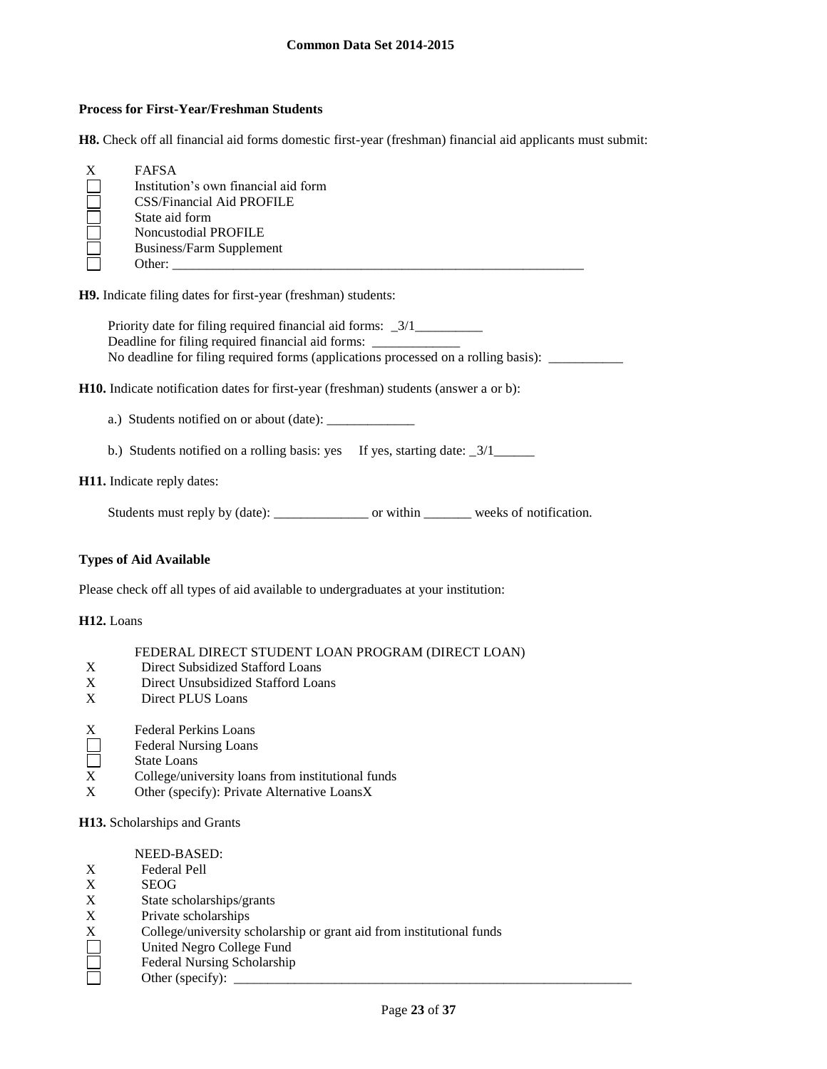### Process for First-Year/Freshman Students

**H8.** Check off all financial aid forms domestic first-year (freshman) financial aid applicants must submit:

- X FAFSA
- ☐ Institution's own financial aid form
- ☐ CSS/Financial Aid PROFILE
- ☐ State aid form
- ☐ Noncustodial PROFILE
- ☐ Business/Farm Supplement
- ☐ Other: ______________________________________________________________

**H9.** Indicate filing dates for first-year (freshman) students:

Priority date for filing required financial aid forms: _3/1__________
Deadline for filing required financial aid forms: _____________
No deadline for filing required forms (applications processed on a rolling basis): ___________

**H10.** Indicate notification dates for first-year (freshman) students (answer a or b):

a.) Students notified on or about (date): _____________

b.) Students notified on a rolling basis: yes If yes, starting date: _3/1______

**H11.** Indicate reply dates:

Students must reply by (date): ______________ or within _______ weeks of notification.

### Types of Aid Available

Please check off all types of aid available to undergraduates at your institution:

**H12.** Loans

FEDERAL DIRECT STUDENT LOAN PROGRAM (DIRECT LOAN)

- X Direct Subsidized Stafford Loans
- X Direct Unsubsidized Stafford Loans
- X Direct PLUS Loans

- X Federal Perkins Loans
- ☐ Federal Nursing Loans
- ☐ State Loans
- X College/university loans from institutional funds
- X Other (specify): Private Alternative LoansX

**H13.** Scholarships and Grants

NEED-BASED:

- X Federal Pell
- X SEOG
- X State scholarships/grants
- X Private scholarships
- X College/university scholarship or grant aid from institutional funds
- ☐ United Negro College Fund
- ☐ Federal Nursing Scholarship
- ☐ Other (specify): ____________________________________________________________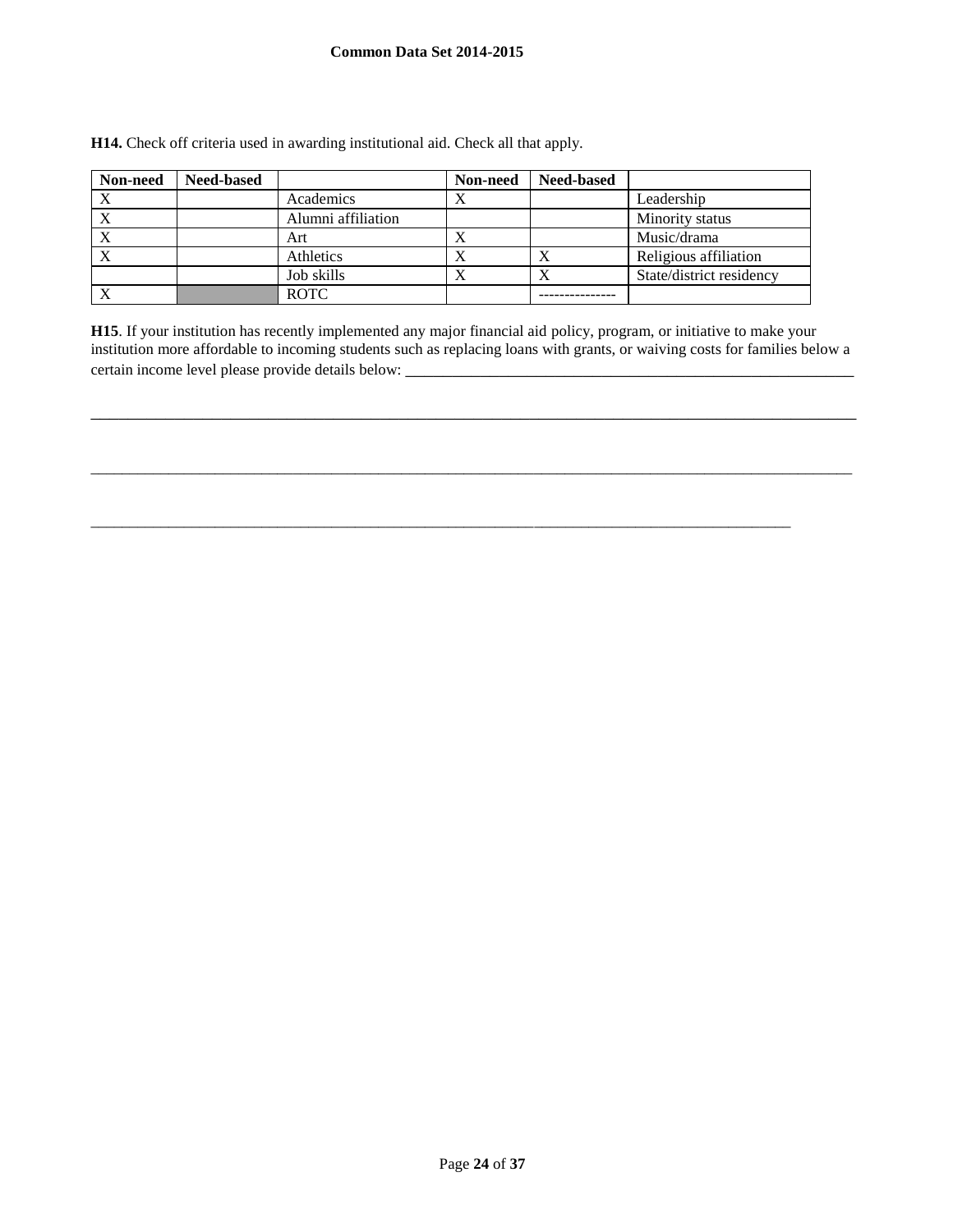**H14.** Check off criteria used in awarding institutional aid. Check all that apply.

| Non-need | Need-based | | Non-need | Need-based | |
|---|---|---|---|---|---|
| X | | Academics | X | | Leadership |
| X | | Alumni affiliation | | | Minority status |
| X | | Art | X | | Music/drama |
| X | | Athletics | X | X | Religious affiliation |
| | | Job skills | X | X | State/district residency |
| X | | ROTC | | --------------- | |

**H15**. If your institution has recently implemented any major financial aid policy, program, or initiative to make your institution more affordable to incoming students such as replacing loans with grants, or waiving costs for families below a certain income level please provide details below: ___________________________________________________________

_____________________________________________________________________________________________________

_____________________________________________________________________________________________________

_____________________________________________________________________________________________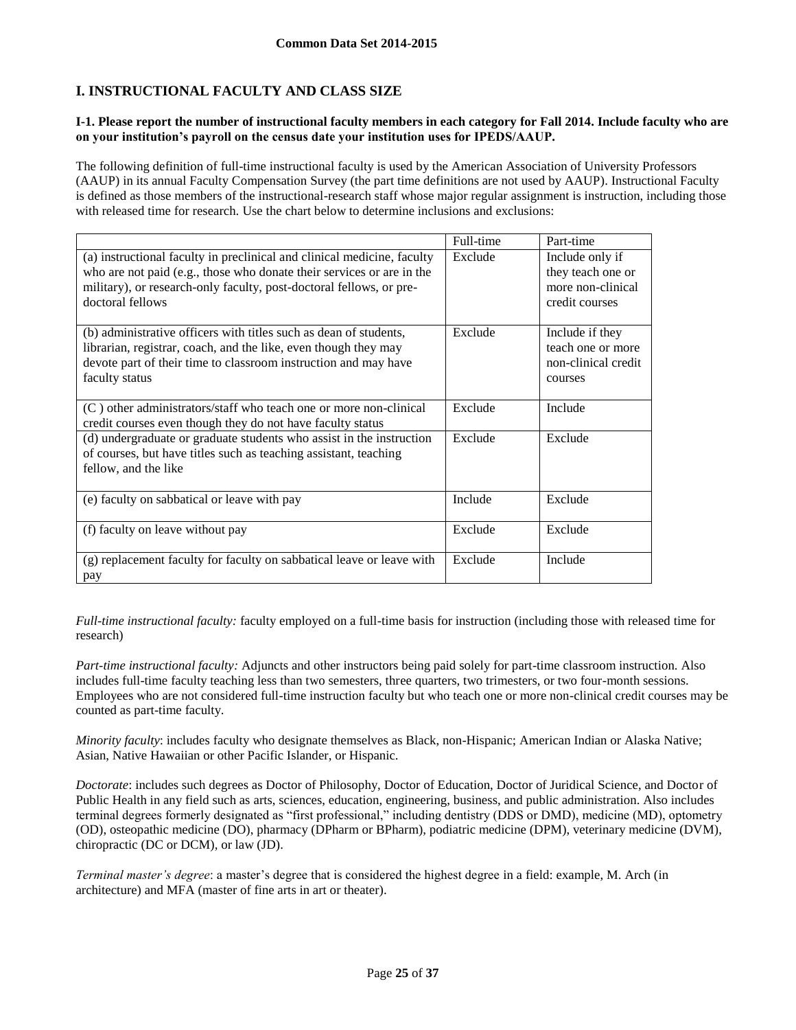## I. INSTRUCTIONAL FACULTY AND CLASS SIZE

**I-1. Please report the number of instructional faculty members in each category for Fall 2014. Include faculty who are on your institution's payroll on the census date your institution uses for IPEDS/AAUP.**

The following definition of full-time instructional faculty is used by the American Association of University Professors (AAUP) in its annual Faculty Compensation Survey (the part time definitions are not used by AAUP). Instructional Faculty is defined as those members of the instructional-research staff whose major regular assignment is instruction, including those with released time for research. Use the chart below to determine inclusions and exclusions:

| | Full-time | Part-time |
|---|---|---|
| (a) instructional faculty in preclinical and clinical medicine, faculty who are not paid (e.g., those who donate their services or are in the military), or research-only faculty, post-doctoral fellows, or pre-doctoral fellows | Exclude | Include only if they teach one or more non-clinical credit courses |
| (b) administrative officers with titles such as dean of students, librarian, registrar, coach, and the like, even though they may devote part of their time to classroom instruction and may have faculty status | Exclude | Include if they teach one or more non-clinical credit courses |
| (C ) other administrators/staff who teach one or more non-clinical credit courses even though they do not have faculty status | Exclude | Include |
| (d) undergraduate or graduate students who assist in the instruction of courses, but have titles such as teaching assistant, teaching fellow, and the like | Exclude | Exclude |
| (e) faculty on sabbatical or leave with pay | Include | Exclude |
| (f) faculty on leave without pay | Exclude | Exclude |
| (g) replacement faculty for faculty on sabbatical leave or leave with pay | Exclude | Include |

*Full-time instructional faculty:* faculty employed on a full-time basis for instruction (including those with released time for research)

*Part-time instructional faculty:* Adjuncts and other instructors being paid solely for part-time classroom instruction. Also includes full-time faculty teaching less than two semesters, three quarters, two trimesters, or two four-month sessions. Employees who are not considered full-time instruction faculty but who teach one or more non-clinical credit courses may be counted as part-time faculty.

*Minority faculty*: includes faculty who designate themselves as Black, non-Hispanic; American Indian or Alaska Native; Asian, Native Hawaiian or other Pacific Islander, or Hispanic.

*Doctorate*: includes such degrees as Doctor of Philosophy, Doctor of Education, Doctor of Juridical Science, and Doctor of Public Health in any field such as arts, sciences, education, engineering, business, and public administration. Also includes terminal degrees formerly designated as "first professional," including dentistry (DDS or DMD), medicine (MD), optometry (OD), osteopathic medicine (DO), pharmacy (DPharm or BPharm), podiatric medicine (DPM), veterinary medicine (DVM), chiropractic (DC or DCM), or law (JD).

*Terminal master's degree*: a master's degree that is considered the highest degree in a field: example, M. Arch (in architecture) and MFA (master of fine arts in art or theater).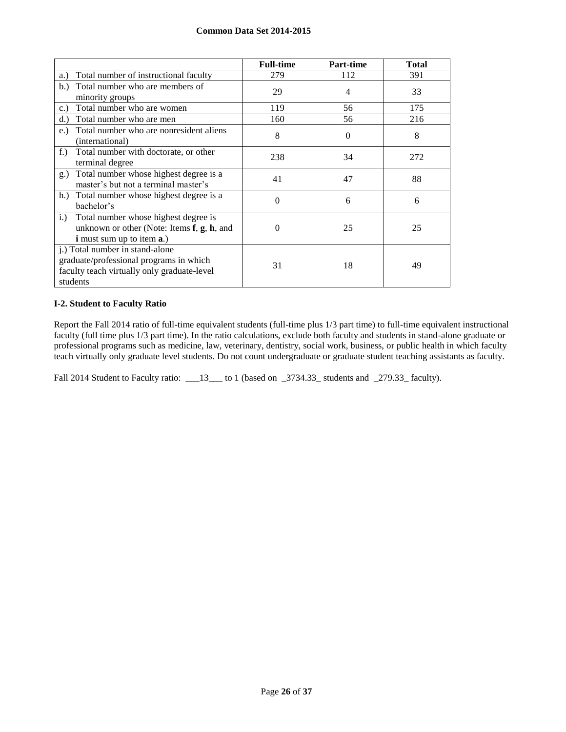|  | **Full-time** | **Part-time** | **Total** |
|---|---|---|---|
| a.) Total number of instructional faculty | 279 | 112 | 391 |
| b.) Total number who are members of minority groups | 29 | 4 | 33 |
| c.) Total number who are women | 119 | 56 | 175 |
| d.) Total number who are men | 160 | 56 | 216 |
| e.) Total number who are nonresident aliens (international) | 8 | 0 | 8 |
| f.) Total number with doctorate, or other terminal degree | 238 | 34 | 272 |
| g.) Total number whose highest degree is a master's but not a terminal master's | 41 | 47 | 88 |
| h.) Total number whose highest degree is a bachelor's | 0 | 6 | 6 |
| i.) Total number whose highest degree is unknown or other (Note: Items **f**, **g**, **h**, and **i** must sum up to item **a**.) | 0 | 25 | 25 |
| j.) Total number in stand-alone graduate/professional programs in which faculty teach virtually only graduate-level students | 31 | 18 | 49 |

### I-2. Student to Faculty Ratio

Report the Fall 2014 ratio of full-time equivalent students (full-time plus 1/3 part time) to full-time equivalent instructional faculty (full time plus 1/3 part time). In the ratio calculations, exclude both faculty and students in stand-alone graduate or professional programs such as medicine, law, veterinary, dentistry, social work, business, or public health in which faculty teach virtually only graduate level students. Do not count undergraduate or graduate student teaching assistants as faculty.

Fall 2014 Student to Faculty ratio: ___13___ to 1 (based on _3734.33_ students and _279.33_ faculty).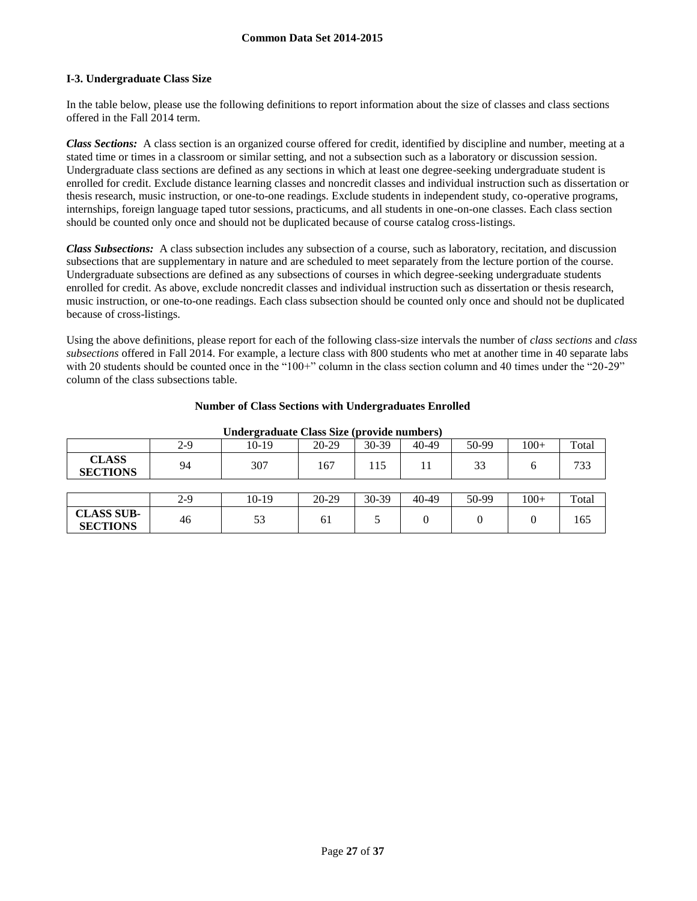### I-3. Undergraduate Class Size

In the table below, please use the following definitions to report information about the size of classes and class sections offered in the Fall 2014 term.

***Class Sections:*** A class section is an organized course offered for credit, identified by discipline and number, meeting at a stated time or times in a classroom or similar setting, and not a subsection such as a laboratory or discussion session. Undergraduate class sections are defined as any sections in which at least one degree-seeking undergraduate student is enrolled for credit. Exclude distance learning classes and noncredit classes and individual instruction such as dissertation or thesis research, music instruction, or one-to-one readings. Exclude students in independent study, co-operative programs, internships, foreign language taped tutor sessions, practicums, and all students in one-on-one classes. Each class section should be counted only once and should not be duplicated because of course catalog cross-listings.

***Class Subsections:*** A class subsection includes any subsection of a course, such as laboratory, recitation, and discussion subsections that are supplementary in nature and are scheduled to meet separately from the lecture portion of the course. Undergraduate subsections are defined as any subsections of courses in which degree-seeking undergraduate students enrolled for credit. As above, exclude noncredit classes and individual instruction such as dissertation or thesis research, music instruction, or one-to-one readings. Each class subsection should be counted only once and should not be duplicated because of cross-listings.

Using the above definitions, please report for each of the following class-size intervals the number of *class sections* and *class subsections* offered in Fall 2014. For example, a lecture class with 800 students who met at another time in 40 separate labs with 20 students should be counted once in the "100+" column in the class section column and 40 times under the "20-29" column of the class subsections table.

**Number of Class Sections with Undergraduates Enrolled**

**Undergraduate Class Size (provide numbers)**

| | 2-9 | 10-19 | 20-29 | 30-39 | 40-49 | 50-99 | 100+ | Total |
|---|---|---|---|---|---|---|---|---|
| **CLASS SECTIONS** | 94 | 307 | 167 | 115 | 11 | 33 | 6 | 733 |

| | 2-9 | 10-19 | 20-29 | 30-39 | 40-49 | 50-99 | 100+ | Total |
|---|---|---|---|---|---|---|---|---|
| **CLASS SUB-SECTIONS** | 46 | 53 | 61 | 5 | 0 | 0 | 0 | 165 |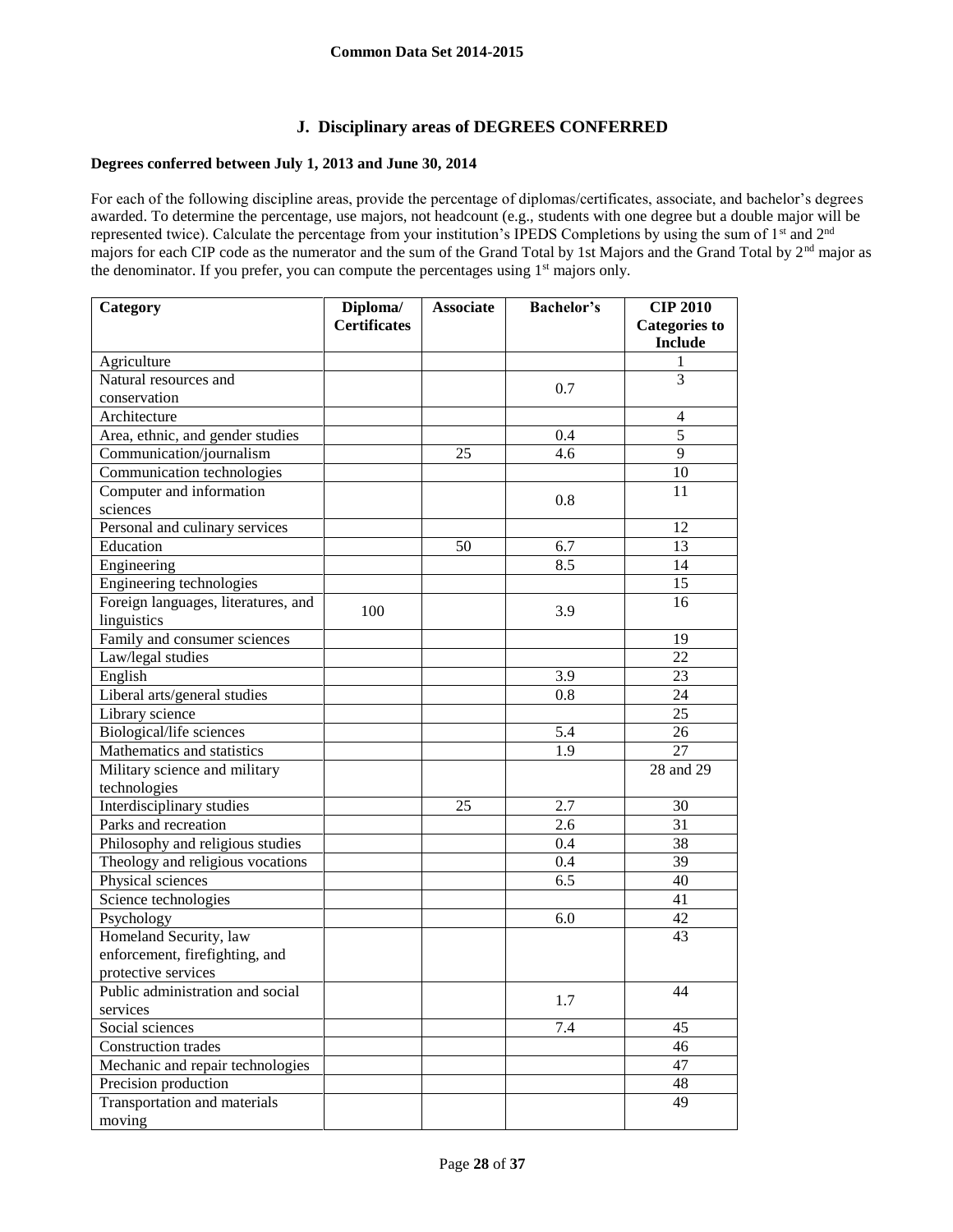## J. Disciplinary areas of DEGREES CONFERRED

**Degrees conferred between July 1, 2013 and June 30, 2014**

For each of the following discipline areas, provide the percentage of diplomas/certificates, associate, and bachelor's degrees awarded. To determine the percentage, use majors, not headcount (e.g., students with one degree but a double major will be represented twice). Calculate the percentage from your institution's IPEDS Completions by using the sum of 1st and 2nd majors for each CIP code as the numerator and the sum of the Grand Total by 1st Majors and the Grand Total by 2nd major as the denominator. If you prefer, you can compute the percentages using 1st majors only.

| Category | Diploma/ Certificates | Associate | Bachelor's | CIP 2010 Categories to Include |
|---|---|---|---|---|
| Agriculture | | | | 1 |
| Natural resources and conservation | | | 0.7 | 3 |
| Architecture | | | | 4 |
| Area, ethnic, and gender studies | | | 0.4 | 5 |
| Communication/journalism | | 25 | 4.6 | 9 |
| Communication technologies | | | | 10 |
| Computer and information sciences | | | 0.8 | 11 |
| Personal and culinary services | | | | 12 |
| Education | | 50 | 6.7 | 13 |
| Engineering | | | 8.5 | 14 |
| Engineering technologies | | | | 15 |
| Foreign languages, literatures, and linguistics | 100 | | 3.9 | 16 |
| Family and consumer sciences | | | | 19 |
| Law/legal studies | | | | 22 |
| English | | | 3.9 | 23 |
| Liberal arts/general studies | | | 0.8 | 24 |
| Library science | | | | 25 |
| Biological/life sciences | | | 5.4 | 26 |
| Mathematics and statistics | | | 1.9 | 27 |
| Military science and military technologies | | | | 28 and 29 |
| Interdisciplinary studies | | 25 | 2.7 | 30 |
| Parks and recreation | | | 2.6 | 31 |
| Philosophy and religious studies | | | 0.4 | 38 |
| Theology and religious vocations | | | 0.4 | 39 |
| Physical sciences | | | 6.5 | 40 |
| Science technologies | | | | 41 |
| Psychology | | | 6.0 | 42 |
| Homeland Security, law enforcement, firefighting, and protective services | | | | 43 |
| Public administration and social services | | | 1.7 | 44 |
| Social sciences | | | 7.4 | 45 |
| Construction trades | | | | 46 |
| Mechanic and repair technologies | | | | 47 |
| Precision production | | | | 48 |
| Transportation and materials moving | | | | 49 |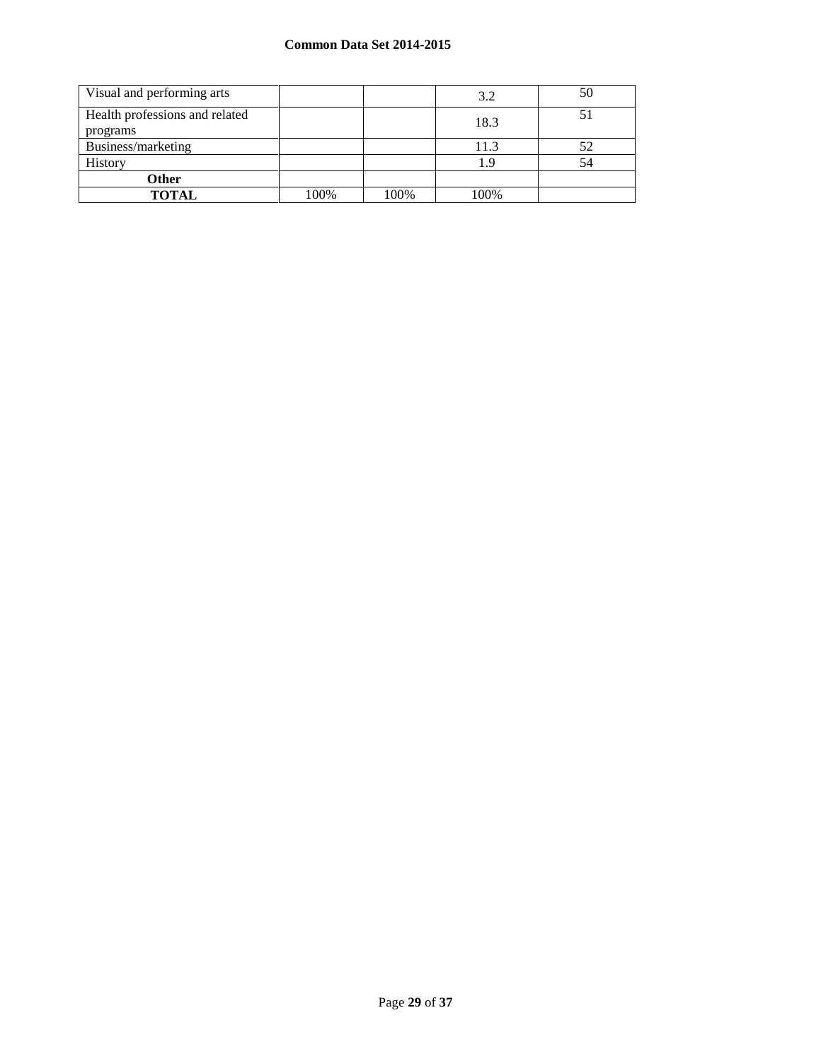| | | | | |
|---|---|---|---|---|
| Visual and performing arts | | | 3.2 | 50 |
| Health professions and related programs | | | 18.3 | 51 |
| Business/marketing | | | 11.3 | 52 |
| History | | | 1.9 | 54 |
| **Other** | | | | |
| **TOTAL** | 100% | 100% | 100% | |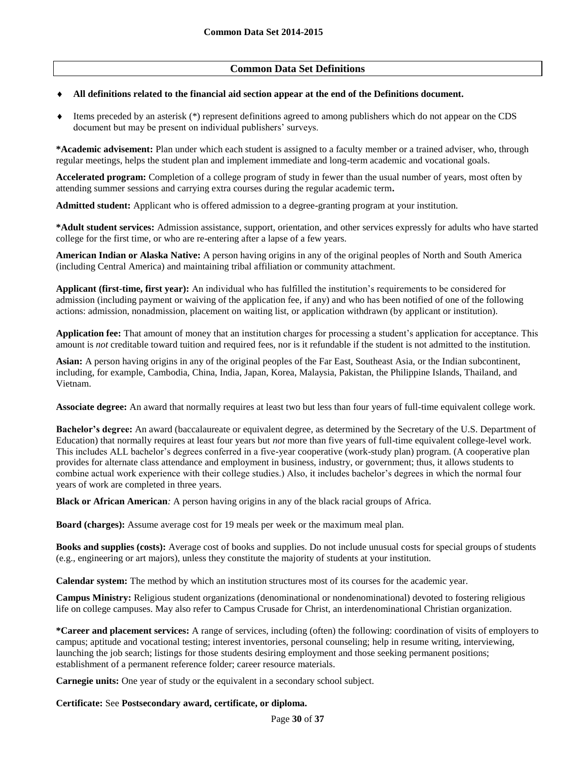## Common Data Set Definitions

- **All definitions related to the financial aid section appear at the end of the Definitions document.**
- Items preceded by an asterisk (*) represent definitions agreed to among publishers which do not appear on the CDS document but may be present on individual publishers' surveys.

**\*Academic advisement:** Plan under which each student is assigned to a faculty member or a trained adviser, who, through regular meetings, helps the student plan and implement immediate and long-term academic and vocational goals.

**Accelerated program:** Completion of a college program of study in fewer than the usual number of years, most often by attending summer sessions and carrying extra courses during the regular academic term**.**

**Admitted student:** Applicant who is offered admission to a degree-granting program at your institution.

**\*Adult student services:** Admission assistance, support, orientation, and other services expressly for adults who have started college for the first time, or who are re-entering after a lapse of a few years.

**American Indian or Alaska Native:** A person having origins in any of the original peoples of North and South America (including Central America) and maintaining tribal affiliation or community attachment.

**Applicant (first-time, first year):** An individual who has fulfilled the institution's requirements to be considered for admission (including payment or waiving of the application fee, if any) and who has been notified of one of the following actions: admission, nonadmission, placement on waiting list, or application withdrawn (by applicant or institution).

**Application fee:** That amount of money that an institution charges for processing a student's application for acceptance. This amount is *not* creditable toward tuition and required fees, nor is it refundable if the student is not admitted to the institution.

**Asian:** A person having origins in any of the original peoples of the Far East, Southeast Asia, or the Indian subcontinent, including, for example, Cambodia, China, India, Japan, Korea, Malaysia, Pakistan, the Philippine Islands, Thailand, and Vietnam.

**Associate degree:** An award that normally requires at least two but less than four years of full-time equivalent college work.

**Bachelor's degree:** An award (baccalaureate or equivalent degree, as determined by the Secretary of the U.S. Department of Education) that normally requires at least four years but *not* more than five years of full-time equivalent college-level work. This includes ALL bachelor's degrees conferred in a five-year cooperative (work-study plan) program. (A cooperative plan provides for alternate class attendance and employment in business, industry, or government; thus, it allows students to combine actual work experience with their college studies.) Also, it includes bachelor's degrees in which the normal four years of work are completed in three years.

**Black or African American***:* A person having origins in any of the black racial groups of Africa.

**Board (charges):** Assume average cost for 19 meals per week or the maximum meal plan.

**Books and supplies (costs):** Average cost of books and supplies. Do not include unusual costs for special groups of students (e.g., engineering or art majors), unless they constitute the majority of students at your institution.

**Calendar system:** The method by which an institution structures most of its courses for the academic year.

**Campus Ministry:** Religious student organizations (denominational or nondenominational) devoted to fostering religious life on college campuses. May also refer to Campus Crusade for Christ, an interdenominational Christian organization.

**\*Career and placement services:** A range of services, including (often) the following: coordination of visits of employers to campus; aptitude and vocational testing; interest inventories, personal counseling; help in resume writing, interviewing, launching the job search; listings for those students desiring employment and those seeking permanent positions; establishment of a permanent reference folder; career resource materials.

**Carnegie units:** One year of study or the equivalent in a secondary school subject.

**Certificate:** See **Postsecondary award, certificate, or diploma.**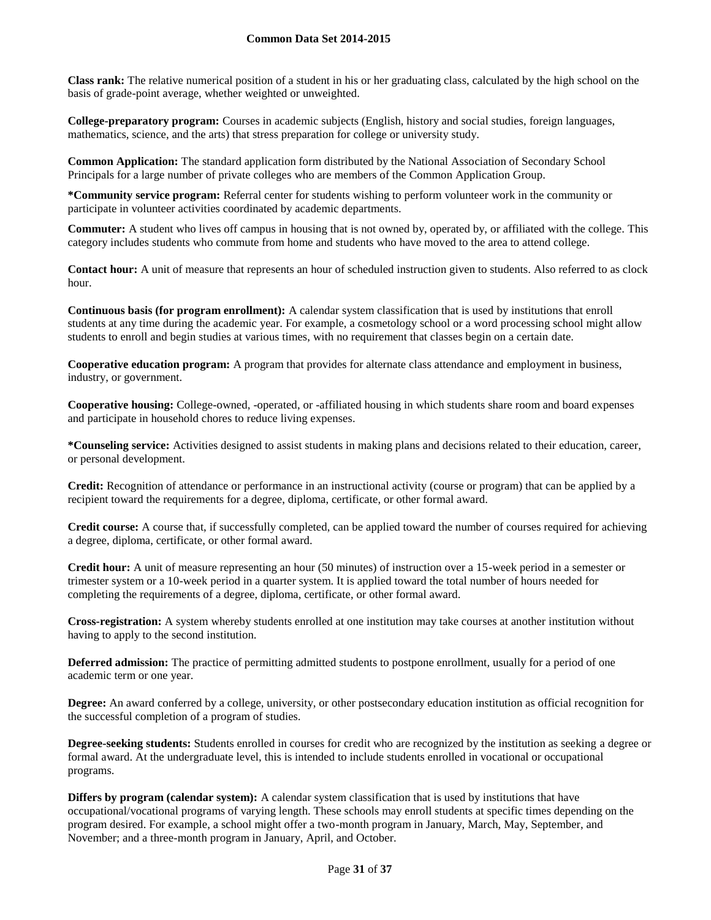**Class rank:** The relative numerical position of a student in his or her graduating class, calculated by the high school on the basis of grade-point average, whether weighted or unweighted.

**College-preparatory program:** Courses in academic subjects (English, history and social studies, foreign languages, mathematics, science, and the arts) that stress preparation for college or university study.

**Common Application:** The standard application form distributed by the National Association of Secondary School Principals for a large number of private colleges who are members of the Common Application Group.

***Community service program:** Referral center for students wishing to perform volunteer work in the community or participate in volunteer activities coordinated by academic departments.

**Commuter:** A student who lives off campus in housing that is not owned by, operated by, or affiliated with the college. This category includes students who commute from home and students who have moved to the area to attend college.

**Contact hour:** A unit of measure that represents an hour of scheduled instruction given to students. Also referred to as clock hour.

**Continuous basis (for program enrollment):** A calendar system classification that is used by institutions that enroll students at any time during the academic year. For example, a cosmetology school or a word processing school might allow students to enroll and begin studies at various times, with no requirement that classes begin on a certain date.

**Cooperative education program:** A program that provides for alternate class attendance and employment in business, industry, or government.

**Cooperative housing:** College-owned, -operated, or -affiliated housing in which students share room and board expenses and participate in household chores to reduce living expenses.

***Counseling service:** Activities designed to assist students in making plans and decisions related to their education, career, or personal development.

**Credit:** Recognition of attendance or performance in an instructional activity (course or program) that can be applied by a recipient toward the requirements for a degree, diploma, certificate, or other formal award.

**Credit course:** A course that, if successfully completed, can be applied toward the number of courses required for achieving a degree, diploma, certificate, or other formal award.

**Credit hour:** A unit of measure representing an hour (50 minutes) of instruction over a 15-week period in a semester or trimester system or a 10-week period in a quarter system. It is applied toward the total number of hours needed for completing the requirements of a degree, diploma, certificate, or other formal award.

**Cross-registration:** A system whereby students enrolled at one institution may take courses at another institution without having to apply to the second institution.

**Deferred admission:** The practice of permitting admitted students to postpone enrollment, usually for a period of one academic term or one year.

**Degree:** An award conferred by a college, university, or other postsecondary education institution as official recognition for the successful completion of a program of studies.

**Degree-seeking students:** Students enrolled in courses for credit who are recognized by the institution as seeking a degree or formal award. At the undergraduate level, this is intended to include students enrolled in vocational or occupational programs.

**Differs by program (calendar system):** A calendar system classification that is used by institutions that have occupational/vocational programs of varying length. These schools may enroll students at specific times depending on the program desired. For example, a school might offer a two-month program in January, March, May, September, and November; and a three-month program in January, April, and October.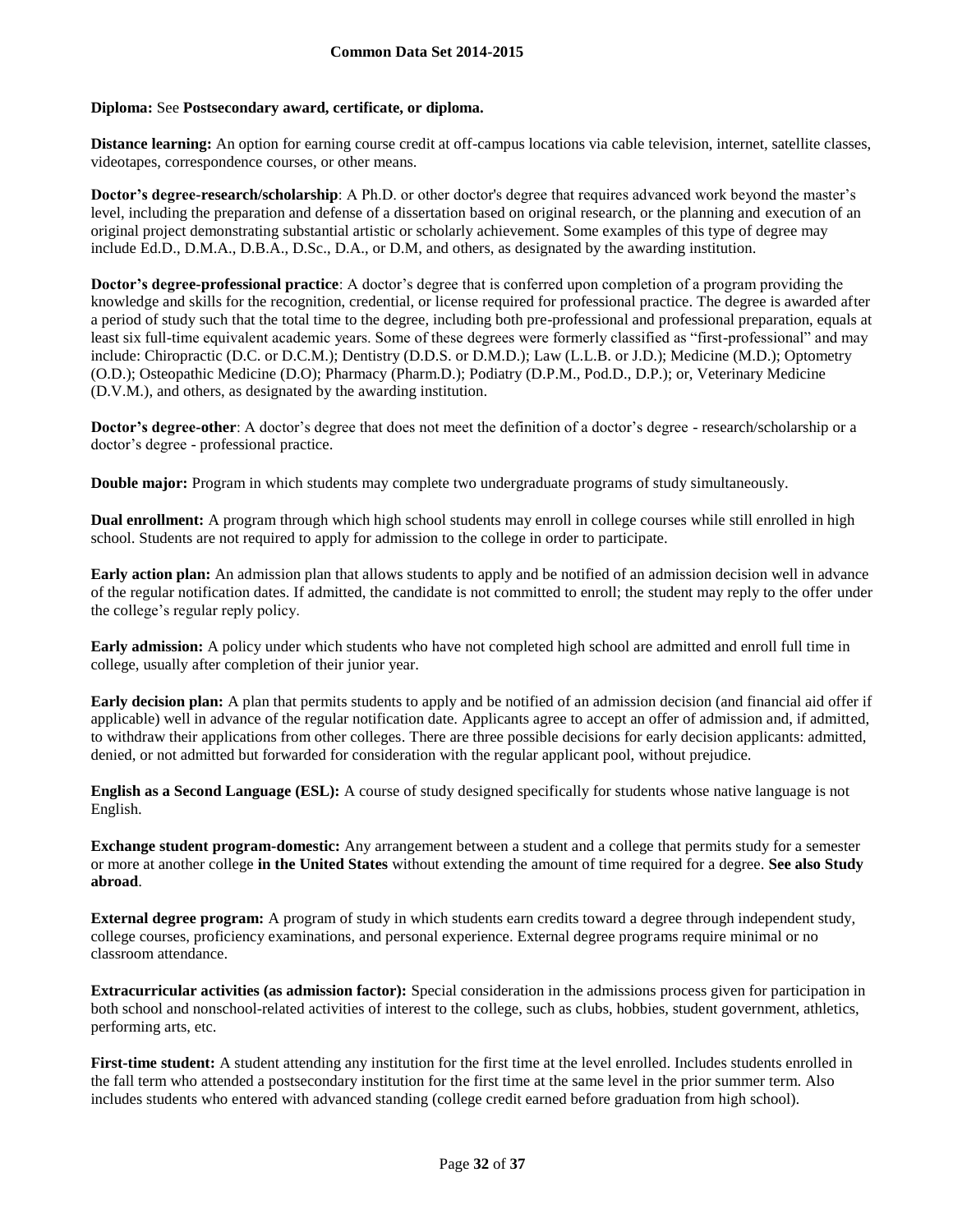**Diploma:** See **Postsecondary award, certificate, or diploma.**

**Distance learning:** An option for earning course credit at off-campus locations via cable television, internet, satellite classes, videotapes, correspondence courses, or other means.

**Doctor's degree-research/scholarship**: A Ph.D. or other doctor's degree that requires advanced work beyond the master's level, including the preparation and defense of a dissertation based on original research, or the planning and execution of an original project demonstrating substantial artistic or scholarly achievement. Some examples of this type of degree may include Ed.D., D.M.A., D.B.A., D.Sc., D.A., or D.M, and others, as designated by the awarding institution.

**Doctor's degree-professional practice**: A doctor's degree that is conferred upon completion of a program providing the knowledge and skills for the recognition, credential, or license required for professional practice. The degree is awarded after a period of study such that the total time to the degree, including both pre-professional and professional preparation, equals at least six full-time equivalent academic years. Some of these degrees were formerly classified as "first-professional" and may include: Chiropractic (D.C. or D.C.M.); Dentistry (D.D.S. or D.M.D.); Law (L.L.B. or J.D.); Medicine (M.D.); Optometry (O.D.); Osteopathic Medicine (D.O); Pharmacy (Pharm.D.); Podiatry (D.P.M., Pod.D., D.P.); or, Veterinary Medicine (D.V.M.), and others, as designated by the awarding institution.

**Doctor's degree-other**: A doctor's degree that does not meet the definition of a doctor's degree - research/scholarship or a doctor's degree - professional practice.

**Double major:** Program in which students may complete two undergraduate programs of study simultaneously.

**Dual enrollment:** A program through which high school students may enroll in college courses while still enrolled in high school. Students are not required to apply for admission to the college in order to participate.

**Early action plan:** An admission plan that allows students to apply and be notified of an admission decision well in advance of the regular notification dates. If admitted, the candidate is not committed to enroll; the student may reply to the offer under the college's regular reply policy.

**Early admission:** A policy under which students who have not completed high school are admitted and enroll full time in college, usually after completion of their junior year.

**Early decision plan:** A plan that permits students to apply and be notified of an admission decision (and financial aid offer if applicable) well in advance of the regular notification date. Applicants agree to accept an offer of admission and, if admitted, to withdraw their applications from other colleges. There are three possible decisions for early decision applicants: admitted, denied, or not admitted but forwarded for consideration with the regular applicant pool, without prejudice.

**English as a Second Language (ESL):** A course of study designed specifically for students whose native language is not English.

**Exchange student program-domestic:** Any arrangement between a student and a college that permits study for a semester or more at another college **in the United States** without extending the amount of time required for a degree. **See also Study abroad**.

**External degree program:** A program of study in which students earn credits toward a degree through independent study, college courses, proficiency examinations, and personal experience. External degree programs require minimal or no classroom attendance.

**Extracurricular activities (as admission factor):** Special consideration in the admissions process given for participation in both school and nonschool-related activities of interest to the college, such as clubs, hobbies, student government, athletics, performing arts, etc.

**First-time student:** A student attending any institution for the first time at the level enrolled. Includes students enrolled in the fall term who attended a postsecondary institution for the first time at the same level in the prior summer term. Also includes students who entered with advanced standing (college credit earned before graduation from high school).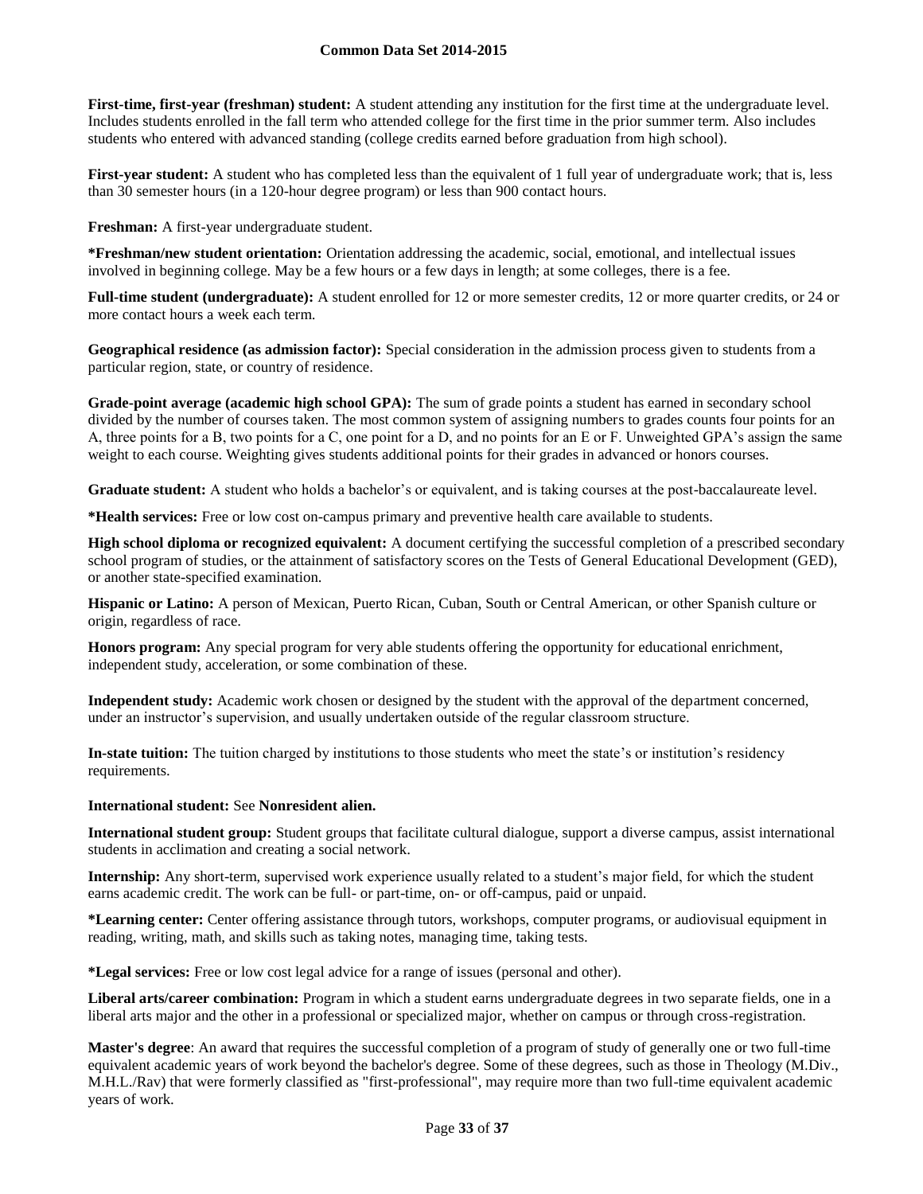**First-time, first-year (freshman) student:** A student attending any institution for the first time at the undergraduate level. Includes students enrolled in the fall term who attended college for the first time in the prior summer term. Also includes students who entered with advanced standing (college credits earned before graduation from high school).

**First-year student:** A student who has completed less than the equivalent of 1 full year of undergraduate work; that is, less than 30 semester hours (in a 120-hour degree program) or less than 900 contact hours.

**Freshman:** A first-year undergraduate student.

***Freshman/new student orientation:** Orientation addressing the academic, social, emotional, and intellectual issues involved in beginning college. May be a few hours or a few days in length; at some colleges, there is a fee.

**Full-time student (undergraduate):** A student enrolled for 12 or more semester credits, 12 or more quarter credits, or 24 or more contact hours a week each term.

**Geographical residence (as admission factor):** Special consideration in the admission process given to students from a particular region, state, or country of residence.

**Grade-point average (academic high school GPA):** The sum of grade points a student has earned in secondary school divided by the number of courses taken. The most common system of assigning numbers to grades counts four points for an A, three points for a B, two points for a C, one point for a D, and no points for an E or F. Unweighted GPA's assign the same weight to each course. Weighting gives students additional points for their grades in advanced or honors courses.

**Graduate student:** A student who holds a bachelor's or equivalent, and is taking courses at the post-baccalaureate level.

***Health services:** Free or low cost on-campus primary and preventive health care available to students.

**High school diploma or recognized equivalent:** A document certifying the successful completion of a prescribed secondary school program of studies, or the attainment of satisfactory scores on the Tests of General Educational Development (GED), or another state-specified examination.

**Hispanic or Latino:** A person of Mexican, Puerto Rican, Cuban, South or Central American, or other Spanish culture or origin, regardless of race.

**Honors program:** Any special program for very able students offering the opportunity for educational enrichment, independent study, acceleration, or some combination of these.

**Independent study:** Academic work chosen or designed by the student with the approval of the department concerned, under an instructor's supervision, and usually undertaken outside of the regular classroom structure.

**In-state tuition:** The tuition charged by institutions to those students who meet the state's or institution's residency requirements.

**International student:** See **Nonresident alien.**

**International student group:** Student groups that facilitate cultural dialogue, support a diverse campus, assist international students in acclimation and creating a social network.

**Internship:** Any short-term, supervised work experience usually related to a student's major field, for which the student earns academic credit. The work can be full- or part-time, on- or off-campus, paid or unpaid.

***Learning center:** Center offering assistance through tutors, workshops, computer programs, or audiovisual equipment in reading, writing, math, and skills such as taking notes, managing time, taking tests.

***Legal services:** Free or low cost legal advice for a range of issues (personal and other).

**Liberal arts/career combination:** Program in which a student earns undergraduate degrees in two separate fields, one in a liberal arts major and the other in a professional or specialized major, whether on campus or through cross-registration.

**Master's degree**: An award that requires the successful completion of a program of study of generally one or two full-time equivalent academic years of work beyond the bachelor's degree. Some of these degrees, such as those in Theology (M.Div., M.H.L./Rav) that were formerly classified as "first-professional", may require more than two full-time equivalent academic years of work.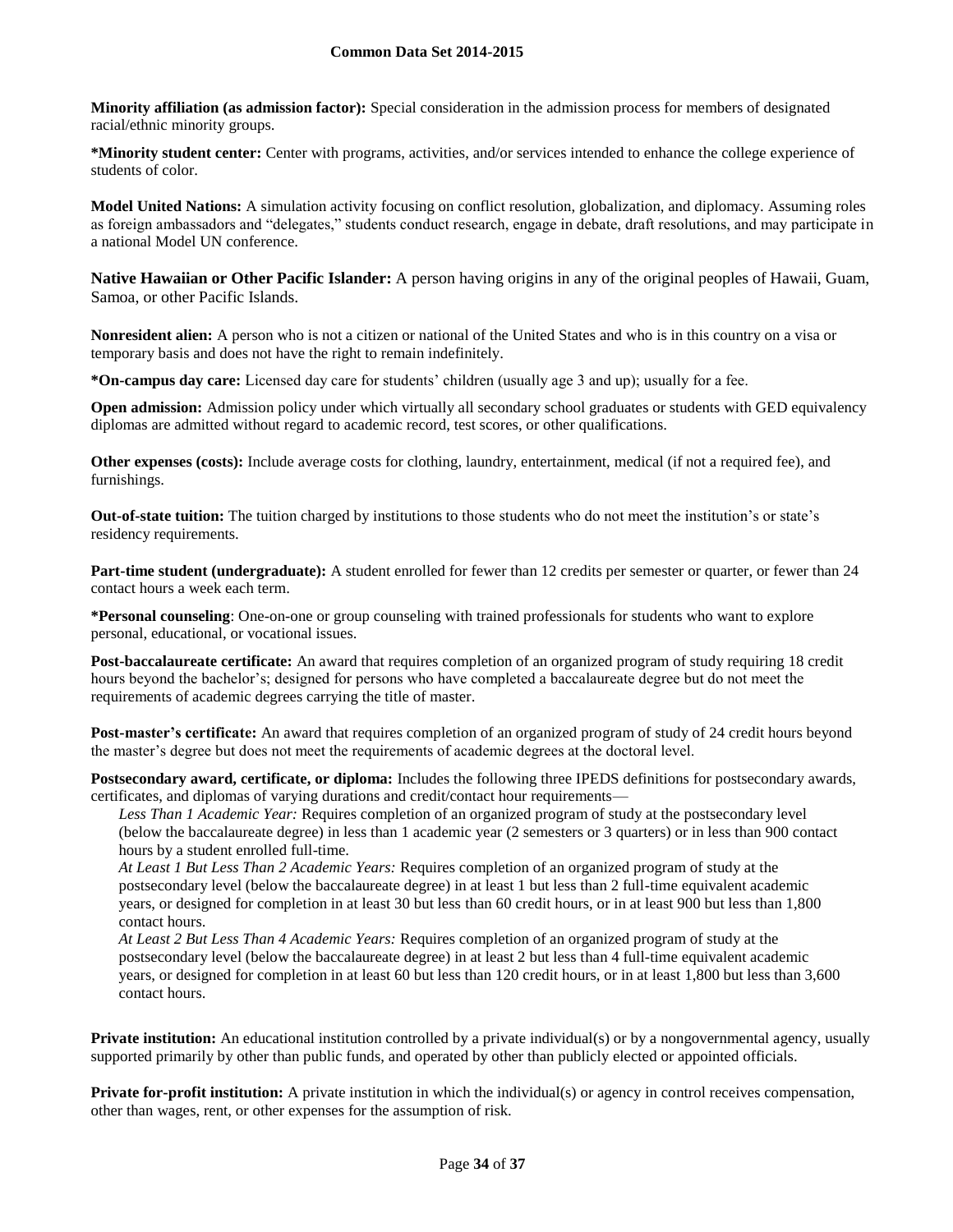**Minority affiliation (as admission factor):** Special consideration in the admission process for members of designated racial/ethnic minority groups.

***Minority student center:** Center with programs, activities, and/or services intended to enhance the college experience of students of color.

**Model United Nations:** A simulation activity focusing on conflict resolution, globalization, and diplomacy. Assuming roles as foreign ambassadors and "delegates," students conduct research, engage in debate, draft resolutions, and may participate in a national Model UN conference.

**Native Hawaiian or Other Pacific Islander:** A person having origins in any of the original peoples of Hawaii, Guam, Samoa, or other Pacific Islands.

**Nonresident alien:** A person who is not a citizen or national of the United States and who is in this country on a visa or temporary basis and does not have the right to remain indefinitely.

***On-campus day care:** Licensed day care for students' children (usually age 3 and up); usually for a fee.

**Open admission:** Admission policy under which virtually all secondary school graduates or students with GED equivalency diplomas are admitted without regard to academic record, test scores, or other qualifications.

**Other expenses (costs):** Include average costs for clothing, laundry, entertainment, medical (if not a required fee), and furnishings.

**Out-of-state tuition:** The tuition charged by institutions to those students who do not meet the institution's or state's residency requirements.

**Part-time student (undergraduate):** A student enrolled for fewer than 12 credits per semester or quarter, or fewer than 24 contact hours a week each term.

***Personal counseling**: One-on-one or group counseling with trained professionals for students who want to explore personal, educational, or vocational issues.

**Post-baccalaureate certificate:** An award that requires completion of an organized program of study requiring 18 credit hours beyond the bachelor's; designed for persons who have completed a baccalaureate degree but do not meet the requirements of academic degrees carrying the title of master.

**Post-master's certificate:** An award that requires completion of an organized program of study of 24 credit hours beyond the master's degree but does not meet the requirements of academic degrees at the doctoral level.

**Postsecondary award, certificate, or diploma:** Includes the following three IPEDS definitions for postsecondary awards, certificates, and diplomas of varying durations and credit/contact hour requirements—

*Less Than 1 Academic Year:* Requires completion of an organized program of study at the postsecondary level (below the baccalaureate degree) in less than 1 academic year (2 semesters or 3 quarters) or in less than 900 contact hours by a student enrolled full-time.

*At Least 1 But Less Than 2 Academic Years:* Requires completion of an organized program of study at the postsecondary level (below the baccalaureate degree) in at least 1 but less than 2 full-time equivalent academic years, or designed for completion in at least 30 but less than 60 credit hours, or in at least 900 but less than 1,800 contact hours.

*At Least 2 But Less Than 4 Academic Years:* Requires completion of an organized program of study at the postsecondary level (below the baccalaureate degree) in at least 2 but less than 4 full-time equivalent academic years, or designed for completion in at least 60 but less than 120 credit hours, or in at least 1,800 but less than 3,600 contact hours.

**Private institution:** An educational institution controlled by a private individual(s) or by a nongovernmental agency, usually supported primarily by other than public funds, and operated by other than publicly elected or appointed officials.

**Private for-profit institution:** A private institution in which the individual(s) or agency in control receives compensation, other than wages, rent, or other expenses for the assumption of risk.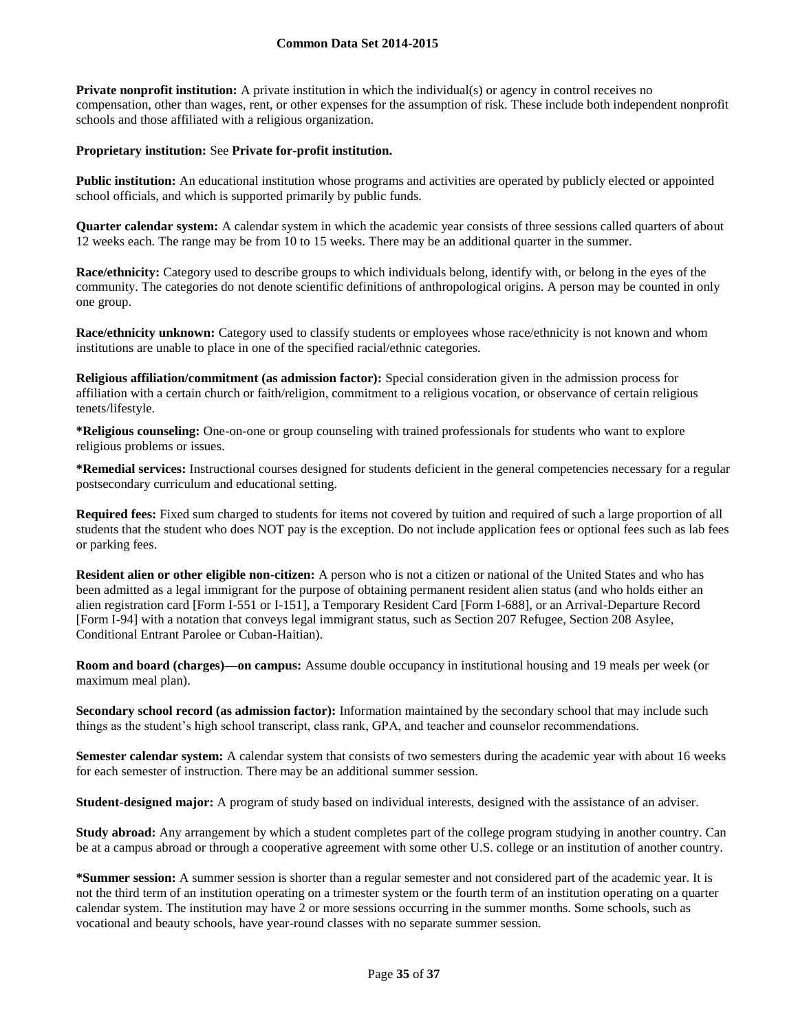**Private nonprofit institution:** A private institution in which the individual(s) or agency in control receives no compensation, other than wages, rent, or other expenses for the assumption of risk. These include both independent nonprofit schools and those affiliated with a religious organization.

**Proprietary institution:** See **Private for-profit institution.**

**Public institution:** An educational institution whose programs and activities are operated by publicly elected or appointed school officials, and which is supported primarily by public funds.

**Quarter calendar system:** A calendar system in which the academic year consists of three sessions called quarters of about 12 weeks each. The range may be from 10 to 15 weeks. There may be an additional quarter in the summer.

**Race/ethnicity:** Category used to describe groups to which individuals belong, identify with, or belong in the eyes of the community. The categories do not denote scientific definitions of anthropological origins. A person may be counted in only one group.

**Race/ethnicity unknown:** Category used to classify students or employees whose race/ethnicity is not known and whom institutions are unable to place in one of the specified racial/ethnic categories.

**Religious affiliation/commitment (as admission factor):** Special consideration given in the admission process for affiliation with a certain church or faith/religion, commitment to a religious vocation, or observance of certain religious tenets/lifestyle.

**\*Religious counseling:** One-on-one or group counseling with trained professionals for students who want to explore religious problems or issues.

**\*Remedial services:** Instructional courses designed for students deficient in the general competencies necessary for a regular postsecondary curriculum and educational setting.

**Required fees:** Fixed sum charged to students for items not covered by tuition and required of such a large proportion of all students that the student who does NOT pay is the exception. Do not include application fees or optional fees such as lab fees or parking fees.

**Resident alien or other eligible non-citizen:** A person who is not a citizen or national of the United States and who has been admitted as a legal immigrant for the purpose of obtaining permanent resident alien status (and who holds either an alien registration card [Form I-551 or I-151], a Temporary Resident Card [Form I-688], or an Arrival-Departure Record [Form I-94] with a notation that conveys legal immigrant status, such as Section 207 Refugee, Section 208 Asylee, Conditional Entrant Parolee or Cuban-Haitian).

**Room and board (charges)—on campus:** Assume double occupancy in institutional housing and 19 meals per week (or maximum meal plan).

**Secondary school record (as admission factor):** Information maintained by the secondary school that may include such things as the student's high school transcript, class rank, GPA, and teacher and counselor recommendations.

**Semester calendar system:** A calendar system that consists of two semesters during the academic year with about 16 weeks for each semester of instruction. There may be an additional summer session.

**Student-designed major:** A program of study based on individual interests, designed with the assistance of an adviser.

**Study abroad:** Any arrangement by which a student completes part of the college program studying in another country. Can be at a campus abroad or through a cooperative agreement with some other U.S. college or an institution of another country.

**\*Summer session:** A summer session is shorter than a regular semester and not considered part of the academic year. It is not the third term of an institution operating on a trimester system or the fourth term of an institution operating on a quarter calendar system. The institution may have 2 or more sessions occurring in the summer months. Some schools, such as vocational and beauty schools, have year-round classes with no separate summer session.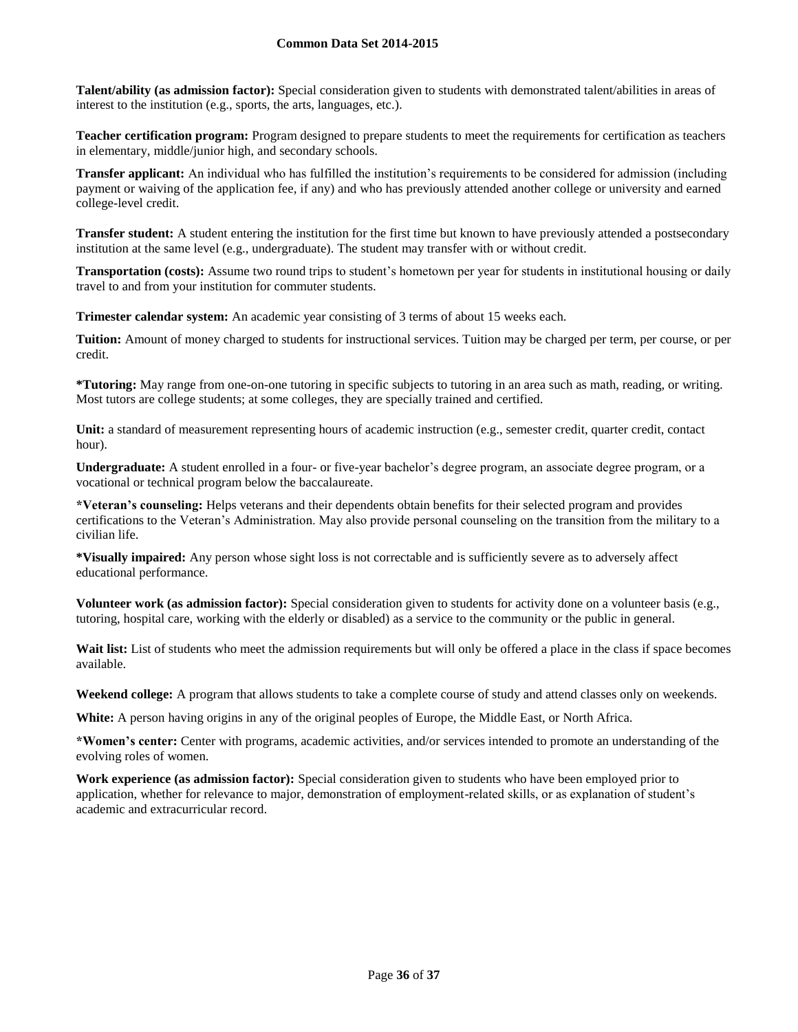**Talent/ability (as admission factor):** Special consideration given to students with demonstrated talent/abilities in areas of interest to the institution (e.g., sports, the arts, languages, etc.).

**Teacher certification program:** Program designed to prepare students to meet the requirements for certification as teachers in elementary, middle/junior high, and secondary schools.

**Transfer applicant:** An individual who has fulfilled the institution's requirements to be considered for admission (including payment or waiving of the application fee, if any) and who has previously attended another college or university and earned college-level credit.

**Transfer student:** A student entering the institution for the first time but known to have previously attended a postsecondary institution at the same level (e.g., undergraduate). The student may transfer with or without credit.

**Transportation (costs):** Assume two round trips to student's hometown per year for students in institutional housing or daily travel to and from your institution for commuter students.

**Trimester calendar system:** An academic year consisting of 3 terms of about 15 weeks each.

**Tuition:** Amount of money charged to students for instructional services. Tuition may be charged per term, per course, or per credit.

**\*Tutoring:** May range from one-on-one tutoring in specific subjects to tutoring in an area such as math, reading, or writing. Most tutors are college students; at some colleges, they are specially trained and certified.

**Unit:** a standard of measurement representing hours of academic instruction (e.g., semester credit, quarter credit, contact hour).

**Undergraduate:** A student enrolled in a four- or five-year bachelor's degree program, an associate degree program, or a vocational or technical program below the baccalaureate.

**\*Veteran's counseling:** Helps veterans and their dependents obtain benefits for their selected program and provides certifications to the Veteran's Administration. May also provide personal counseling on the transition from the military to a civilian life.

**\*Visually impaired:** Any person whose sight loss is not correctable and is sufficiently severe as to adversely affect educational performance.

**Volunteer work (as admission factor):** Special consideration given to students for activity done on a volunteer basis (e.g., tutoring, hospital care, working with the elderly or disabled) as a service to the community or the public in general.

**Wait list:** List of students who meet the admission requirements but will only be offered a place in the class if space becomes available.

**Weekend college:** A program that allows students to take a complete course of study and attend classes only on weekends.

**White:** A person having origins in any of the original peoples of Europe, the Middle East, or North Africa.

**\*Women's center:** Center with programs, academic activities, and/or services intended to promote an understanding of the evolving roles of women.

**Work experience (as admission factor):** Special consideration given to students who have been employed prior to application, whether for relevance to major, demonstration of employment-related skills, or as explanation of student's academic and extracurricular record.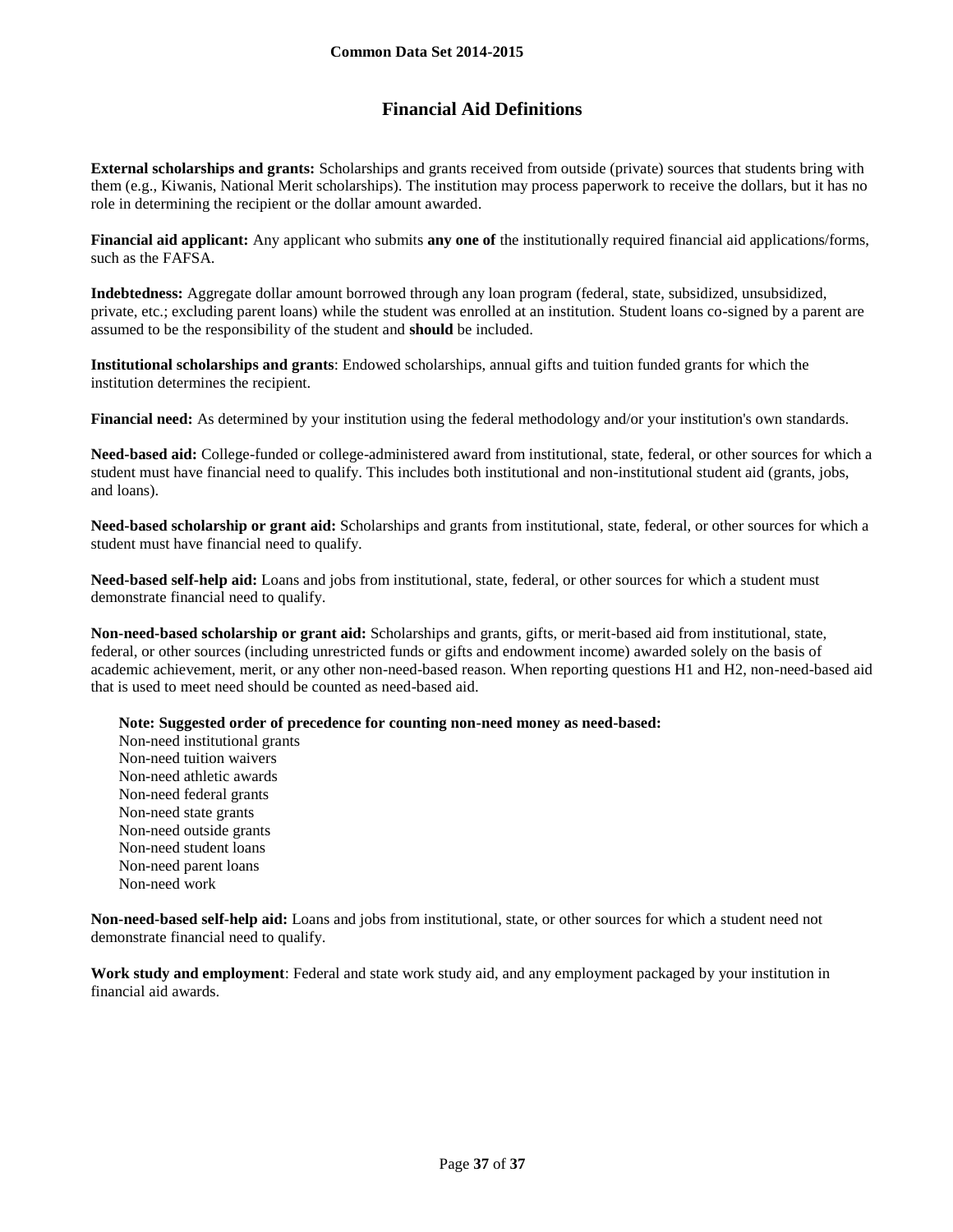# Financial Aid Definitions

**External scholarships and grants:** Scholarships and grants received from outside (private) sources that students bring with them (e.g., Kiwanis, National Merit scholarships). The institution may process paperwork to receive the dollars, but it has no role in determining the recipient or the dollar amount awarded.

**Financial aid applicant:** Any applicant who submits **any one of** the institutionally required financial aid applications/forms, such as the FAFSA.

**Indebtedness:** Aggregate dollar amount borrowed through any loan program (federal, state, subsidized, unsubsidized, private, etc.; excluding parent loans) while the student was enrolled at an institution. Student loans co-signed by a parent are assumed to be the responsibility of the student and **should** be included.

**Institutional scholarships and grants**: Endowed scholarships, annual gifts and tuition funded grants for which the institution determines the recipient.

**Financial need:** As determined by your institution using the federal methodology and/or your institution's own standards.

**Need-based aid:** College-funded or college-administered award from institutional, state, federal, or other sources for which a student must have financial need to qualify. This includes both institutional and non-institutional student aid (grants, jobs, and loans).

**Need-based scholarship or grant aid:** Scholarships and grants from institutional, state, federal, or other sources for which a student must have financial need to qualify.

**Need-based self-help aid:** Loans and jobs from institutional, state, federal, or other sources for which a student must demonstrate financial need to qualify.

**Non-need-based scholarship or grant aid:** Scholarships and grants, gifts, or merit-based aid from institutional, state, federal, or other sources (including unrestricted funds or gifts and endowment income) awarded solely on the basis of academic achievement, merit, or any other non-need-based reason. When reporting questions H1 and H2, non-need-based aid that is used to meet need should be counted as need-based aid.

**Note: Suggested order of precedence for counting non-need money as need-based:**
Non-need institutional grants
Non-need tuition waivers
Non-need athletic awards
Non-need federal grants
Non-need state grants
Non-need outside grants
Non-need student loans
Non-need parent loans
Non-need work

**Non-need-based self-help aid:** Loans and jobs from institutional, state, or other sources for which a student need not demonstrate financial need to qualify.

**Work study and employment**: Federal and state work study aid, and any employment packaged by your institution in financial aid awards.